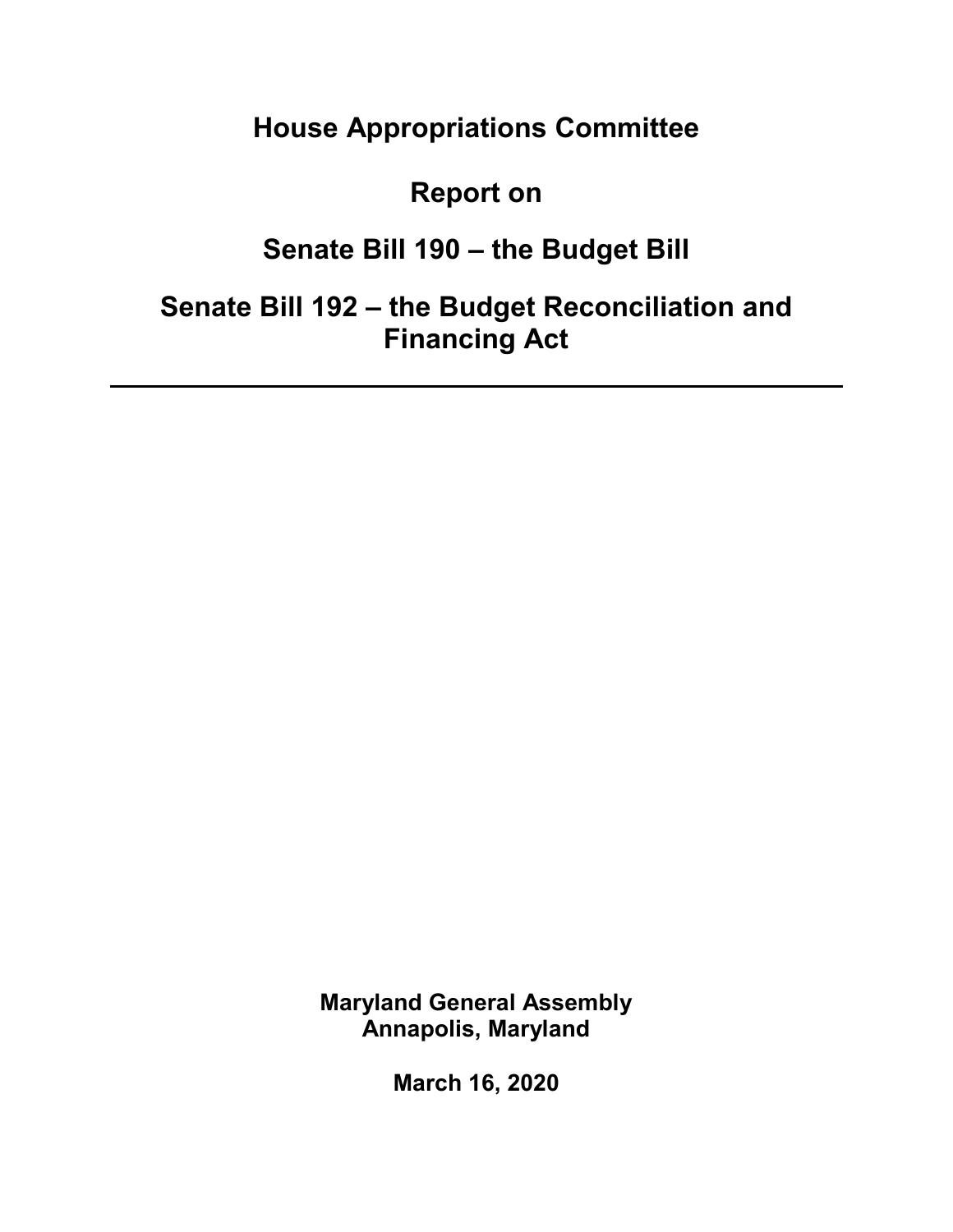# House Appropriations Committee

# Report on

# Senate Bill 190 – the Budget Bill

# Senate Bill 192 – the Budget Reconciliation and Financing Act

---

**Maryland General Assembly**
**Annapolis, Maryland**

**March 16, 2020**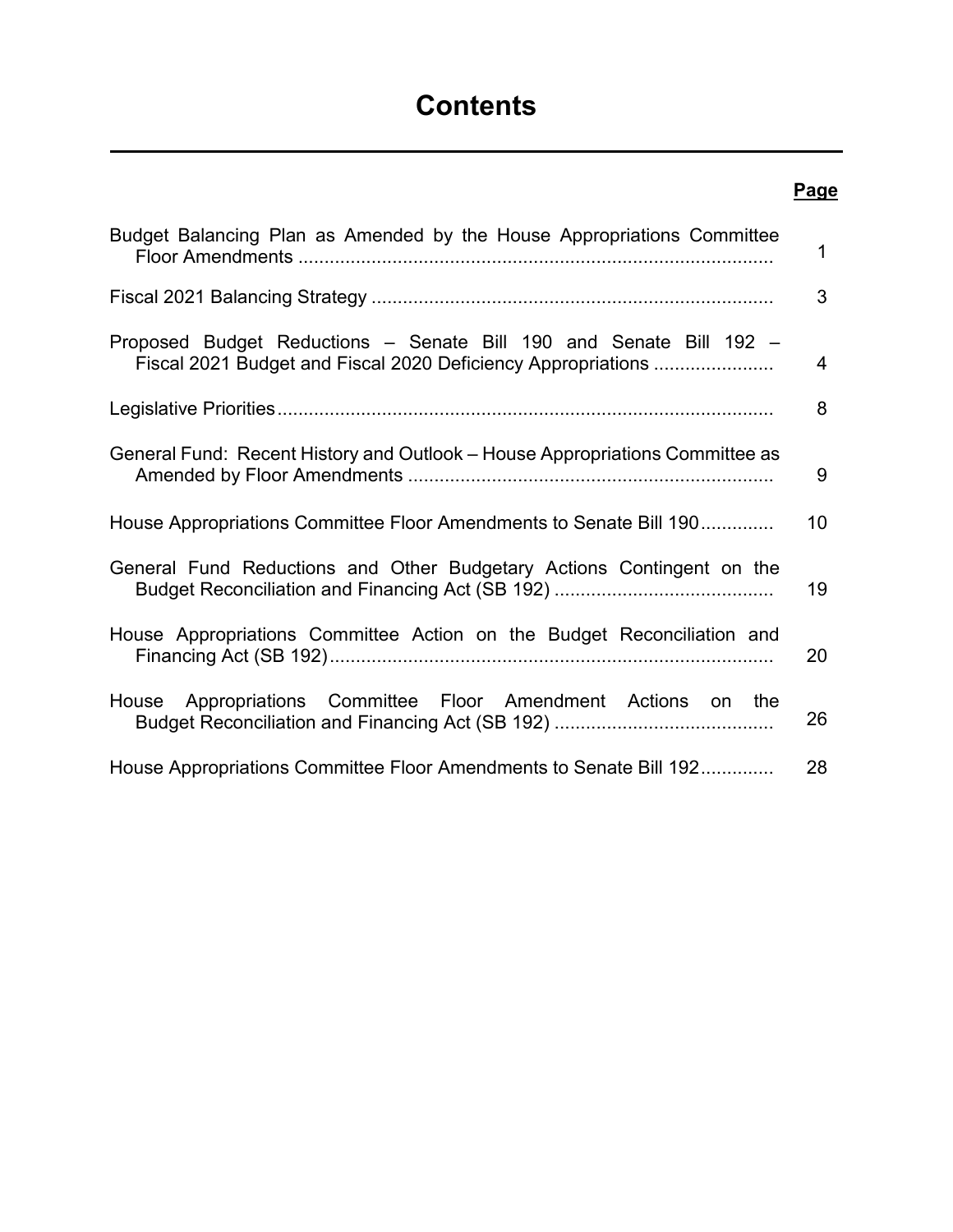# Contents

| | Page |
|---|---|
| Budget Balancing Plan as Amended by the House Appropriations Committee Floor Amendments | 1 |
| Fiscal 2021 Balancing Strategy | 3 |
| Proposed Budget Reductions – Senate Bill 190 and Senate Bill 192 – Fiscal 2021 Budget and Fiscal 2020 Deficiency Appropriations | 4 |
| Legislative Priorities | 8 |
| General Fund: Recent History and Outlook – House Appropriations Committee as Amended by Floor Amendments | 9 |
| House Appropriations Committee Floor Amendments to Senate Bill 190 | 10 |
| General Fund Reductions and Other Budgetary Actions Contingent on the Budget Reconciliation and Financing Act (SB 192) | 19 |
| House Appropriations Committee Action on the Budget Reconciliation and Financing Act (SB 192) | 20 |
| House Appropriations Committee Floor Amendment Actions on the Budget Reconciliation and Financing Act (SB 192) | 26 |
| House Appropriations Committee Floor Amendments to Senate Bill 192 | 28 |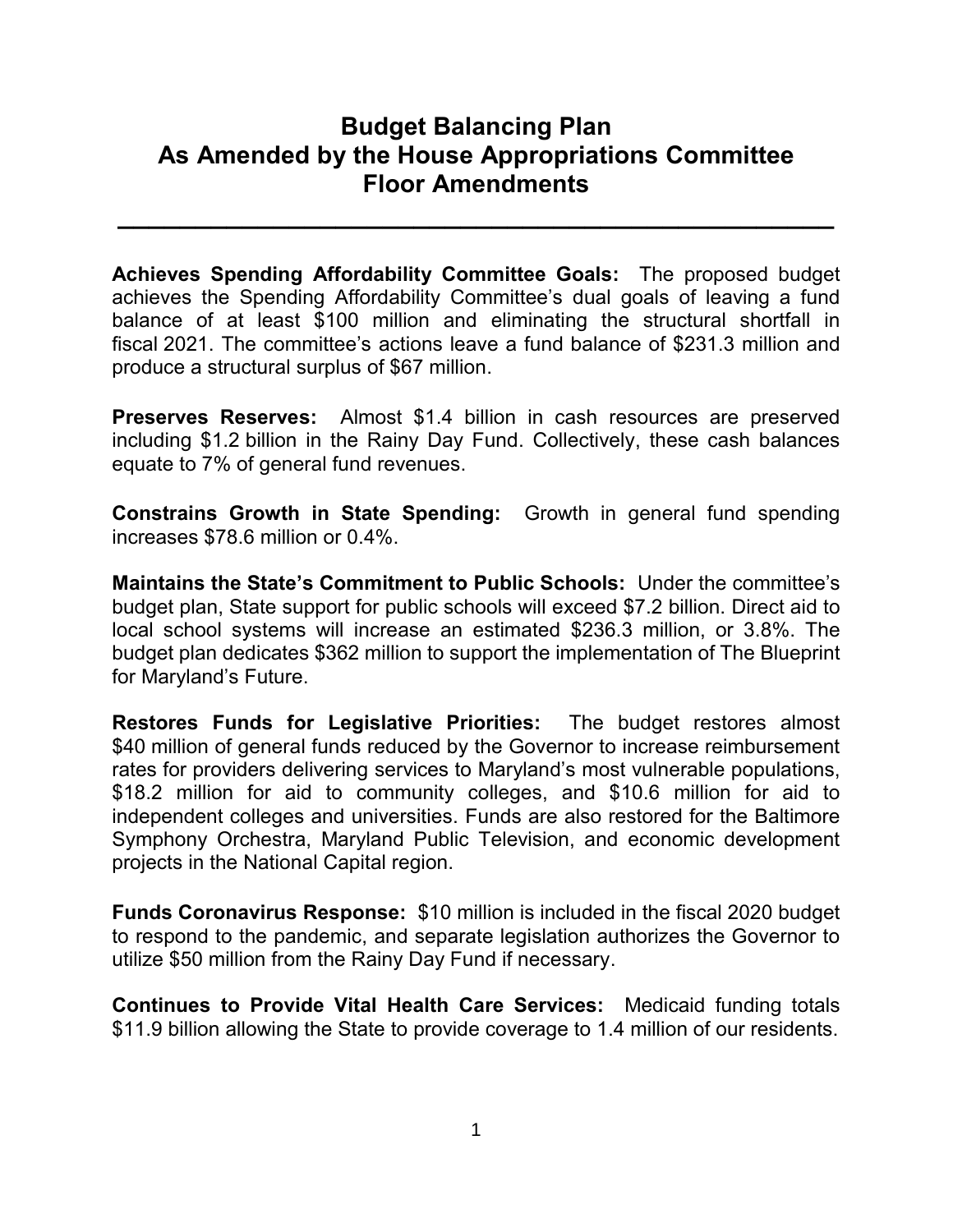# Budget Balancing Plan
# As Amended by the House Appropriations Committee
# Floor Amendments

---

**Achieves Spending Affordability Committee Goals:** The proposed budget achieves the Spending Affordability Committee's dual goals of leaving a fund balance of at least $100 million and eliminating the structural shortfall in fiscal 2021. The committee's actions leave a fund balance of $231.3 million and produce a structural surplus of $67 million.

**Preserves Reserves:** Almost $1.4 billion in cash resources are preserved including $1.2 billion in the Rainy Day Fund. Collectively, these cash balances equate to 7% of general fund revenues.

**Constrains Growth in State Spending:** Growth in general fund spending increases $78.6 million or 0.4%.

**Maintains the State's Commitment to Public Schools:** Under the committee's budget plan, State support for public schools will exceed $7.2 billion. Direct aid to local school systems will increase an estimated $236.3 million, or 3.8%. The budget plan dedicates $362 million to support the implementation of The Blueprint for Maryland's Future.

**Restores Funds for Legislative Priorities:** The budget restores almost $40 million of general funds reduced by the Governor to increase reimbursement rates for providers delivering services to Maryland's most vulnerable populations, $18.2 million for aid to community colleges, and $10.6 million for aid to independent colleges and universities. Funds are also restored for the Baltimore Symphony Orchestra, Maryland Public Television, and economic development projects in the National Capital region.

**Funds Coronavirus Response:** $10 million is included in the fiscal 2020 budget to respond to the pandemic, and separate legislation authorizes the Governor to utilize $50 million from the Rainy Day Fund if necessary.

**Continues to Provide Vital Health Care Services:** Medicaid funding totals $11.9 billion allowing the State to provide coverage to 1.4 million of our residents.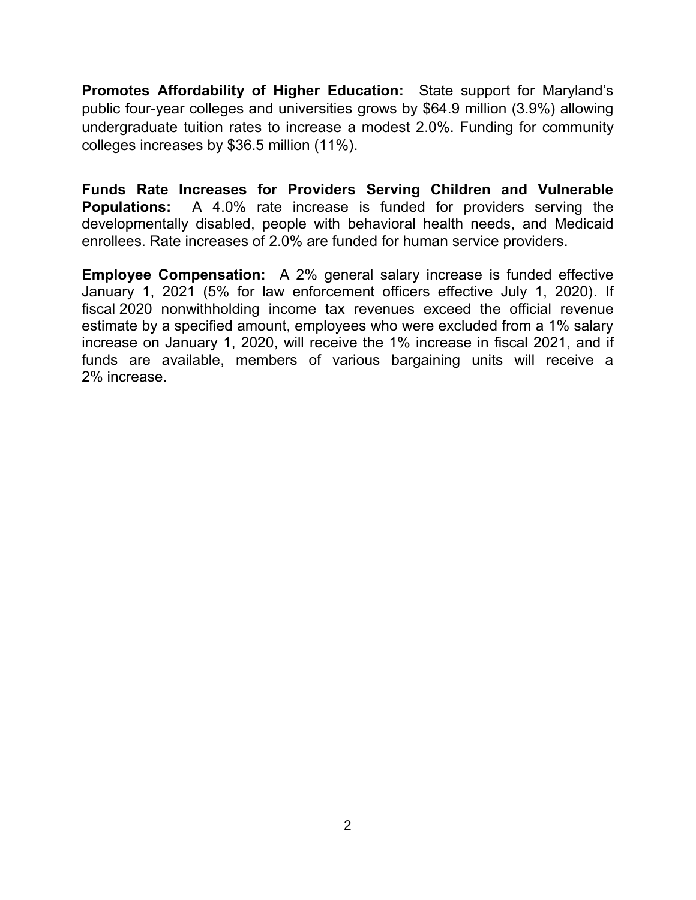**Promotes Affordability of Higher Education:** State support for Maryland's public four-year colleges and universities grows by $64.9 million (3.9%) allowing undergraduate tuition rates to increase a modest 2.0%. Funding for community colleges increases by $36.5 million (11%).

**Funds Rate Increases for Providers Serving Children and Vulnerable Populations:** A 4.0% rate increase is funded for providers serving the developmentally disabled, people with behavioral health needs, and Medicaid enrollees. Rate increases of 2.0% are funded for human service providers.

**Employee Compensation:** A 2% general salary increase is funded effective January 1, 2021 (5% for law enforcement officers effective July 1, 2020). If fiscal 2020 nonwithholding income tax revenues exceed the official revenue estimate by a specified amount, employees who were excluded from a 1% salary increase on January 1, 2020, will receive the 1% increase in fiscal 2021, and if funds are available, members of various bargaining units will receive a 2% increase.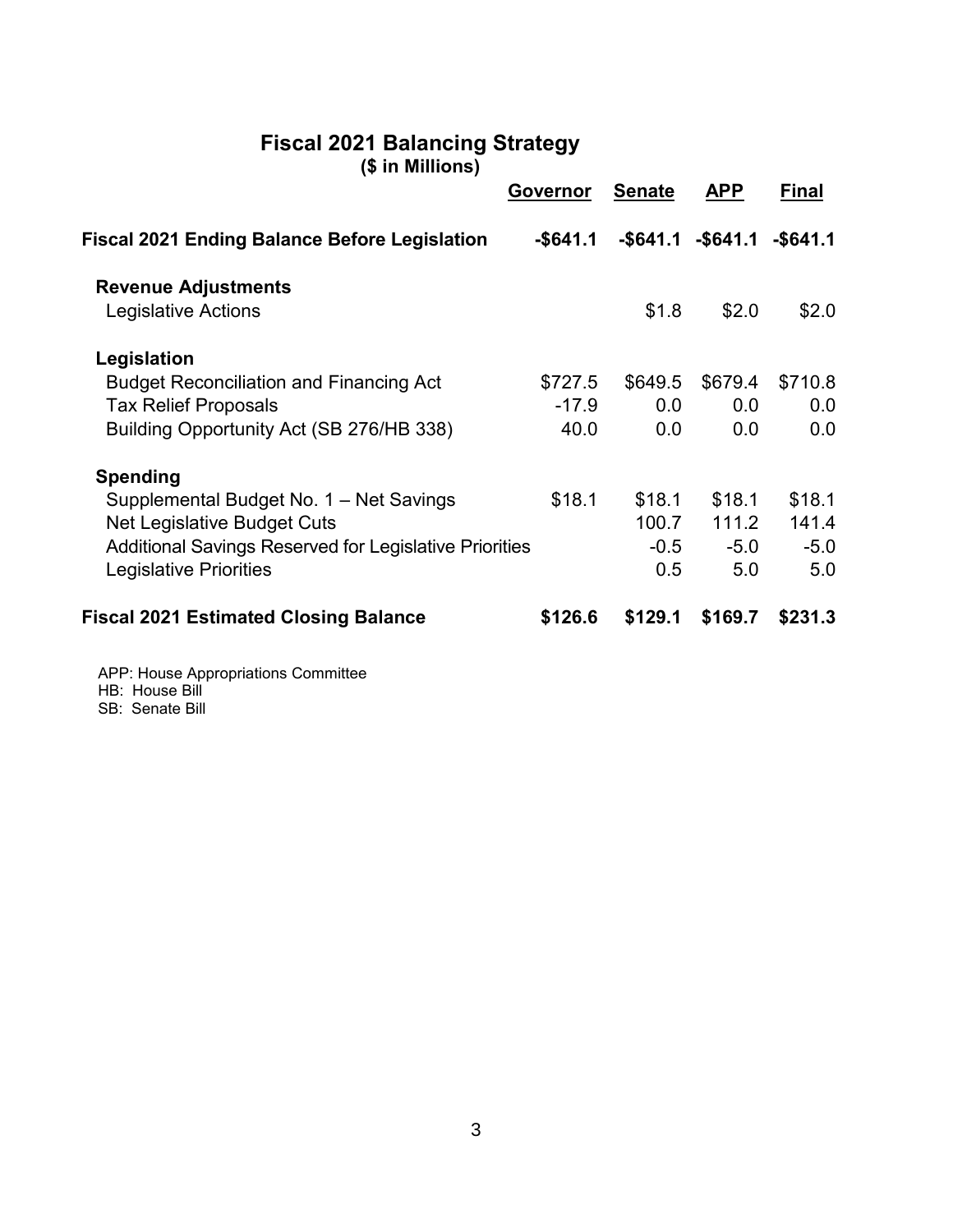## Fiscal 2021 Balancing Strategy
**($ in Millions)**

| | Governor | Senate | APP | Final |
|---|---|---|---|---|
| **Fiscal 2021 Ending Balance Before Legislation** | **-$641.1** | **-$641.1** | **-$641.1** | **-$641.1** |
| **Revenue Adjustments** | | | | |
| Legislative Actions | | $1.8 | $2.0 | $2.0 |
| **Legislation** | | | | |
| Budget Reconciliation and Financing Act | $727.5 | $649.5 | $679.4 | $710.8 |
| Tax Relief Proposals | -17.9 | 0.0 | 0.0 | 0.0 |
| Building Opportunity Act (SB 276/HB 338) | 40.0 | 0.0 | 0.0 | 0.0 |
| **Spending** | | | | |
| Supplemental Budget No. 1 – Net Savings | $18.1 | $18.1 | $18.1 | $18.1 |
| Net Legislative Budget Cuts | | 100.7 | 111.2 | 141.4 |
| Additional Savings Reserved for Legislative Priorities | | -0.5 | -5.0 | -5.0 |
| Legislative Priorities | | 0.5 | 5.0 | 5.0 |
| **Fiscal 2021 Estimated Closing Balance** | **$126.6** | **$129.1** | **$169.7** | **$231.3** |

APP: House Appropriations Committee
HB: House Bill
SB: Senate Bill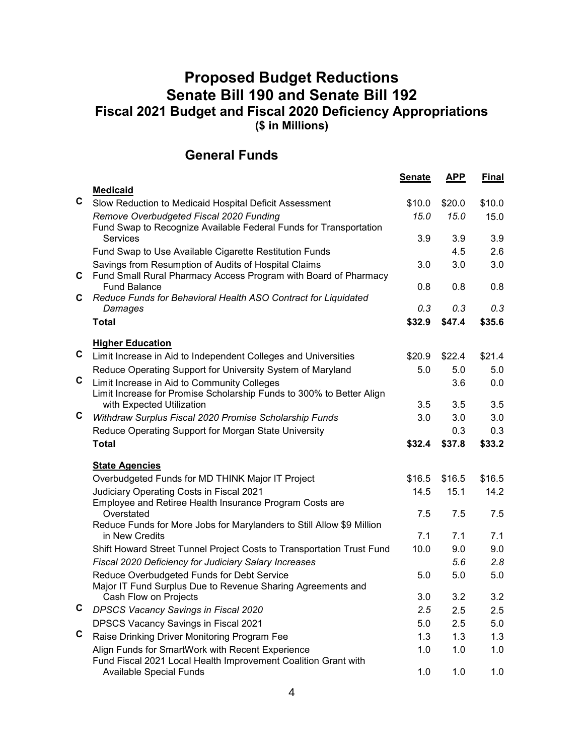# Proposed Budget Reductions
# Senate Bill 190 and Senate Bill 192
## Fiscal 2021 Budget and Fiscal 2020 Deficiency Appropriations
### ($ in Millions)

## General Funds

| | | Senate | APP | Final |
|---|---|---|---|---|
| | **Medicaid** | | | |
| C | Slow Reduction to Medicaid Hospital Deficit Assessment | $10.0 | $20.0 | $10.0 |
| | *Remove Overbudgeted Fiscal 2020 Funding* | *15.0* | *15.0* | 15.0 |
| | Fund Swap to Recognize Available Federal Funds for Transportation Services | 3.9 | 3.9 | 3.9 |
| | Fund Swap to Use Available Cigarette Restitution Funds | | 4.5 | 2.6 |
| | Savings from Resumption of Audits of Hospital Claims | 3.0 | 3.0 | 3.0 |
| C | Fund Small Rural Pharmacy Access Program with Board of Pharmacy Fund Balance | 0.8 | 0.8 | 0.8 |
| C | *Reduce Funds for Behavioral Health ASO Contract for Liquidated Damages* | *0.3* | *0.3* | *0.3* |
| | **Total** | **$32.9** | **$47.4** | **$35.6** |
| | **Higher Education** | | | |
| C | Limit Increase in Aid to Independent Colleges and Universities | $20.9 | $22.4 | $21.4 |
| | Reduce Operating Support for University System of Maryland | 5.0 | 5.0 | 5.0 |
| C | Limit Increase in Aid to Community Colleges | | 3.6 | 0.0 |
| | Limit Increase for Promise Scholarship Funds to 300% to Better Align with Expected Utilization | 3.5 | 3.5 | 3.5 |
| C | *Withdraw Surplus Fiscal 2020 Promise Scholarship Funds* | 3.0 | 3.0 | 3.0 |
| | Reduce Operating Support for Morgan State University | | 0.3 | 0.3 |
| | **Total** | **$32.4** | **$37.8** | **$33.2** |
| | **State Agencies** | | | |
| | Overbudgeted Funds for MD THINK Major IT Project | $16.5 | $16.5 | $16.5 |
| | Judiciary Operating Costs in Fiscal 2021 | 14.5 | 15.1 | 14.2 |
| | Employee and Retiree Health Insurance Program Costs are Overstated | 7.5 | 7.5 | 7.5 |
| | Reduce Funds for More Jobs for Marylanders to Still Allow $9 Million in New Credits | 7.1 | 7.1 | 7.1 |
| | Shift Howard Street Tunnel Project Costs to Transportation Trust Fund | 10.0 | 9.0 | 9.0 |
| | *Fiscal 2020 Deficiency for Judiciary Salary Increases* | | *5.6* | *2.8* |
| | Reduce Overbudgeted Funds for Debt Service | 5.0 | 5.0 | 5.0 |
| | Major IT Fund Surplus Due to Revenue Sharing Agreements and Cash Flow on Projects | 3.0 | 3.2 | 3.2 |
| C | *DPSCS Vacancy Savings in Fiscal 2020* | *2.5* | 2.5 | 2.5 |
| | DPSCS Vacancy Savings in Fiscal 2021 | 5.0 | 2.5 | 5.0 |
| C | Raise Drinking Driver Monitoring Program Fee | 1.3 | 1.3 | 1.3 |
| | Align Funds for SmartWork with Recent Experience | 1.0 | 1.0 | 1.0 |
| | Fund Fiscal 2021 Local Health Improvement Coalition Grant with Available Special Funds | 1.0 | 1.0 | 1.0 |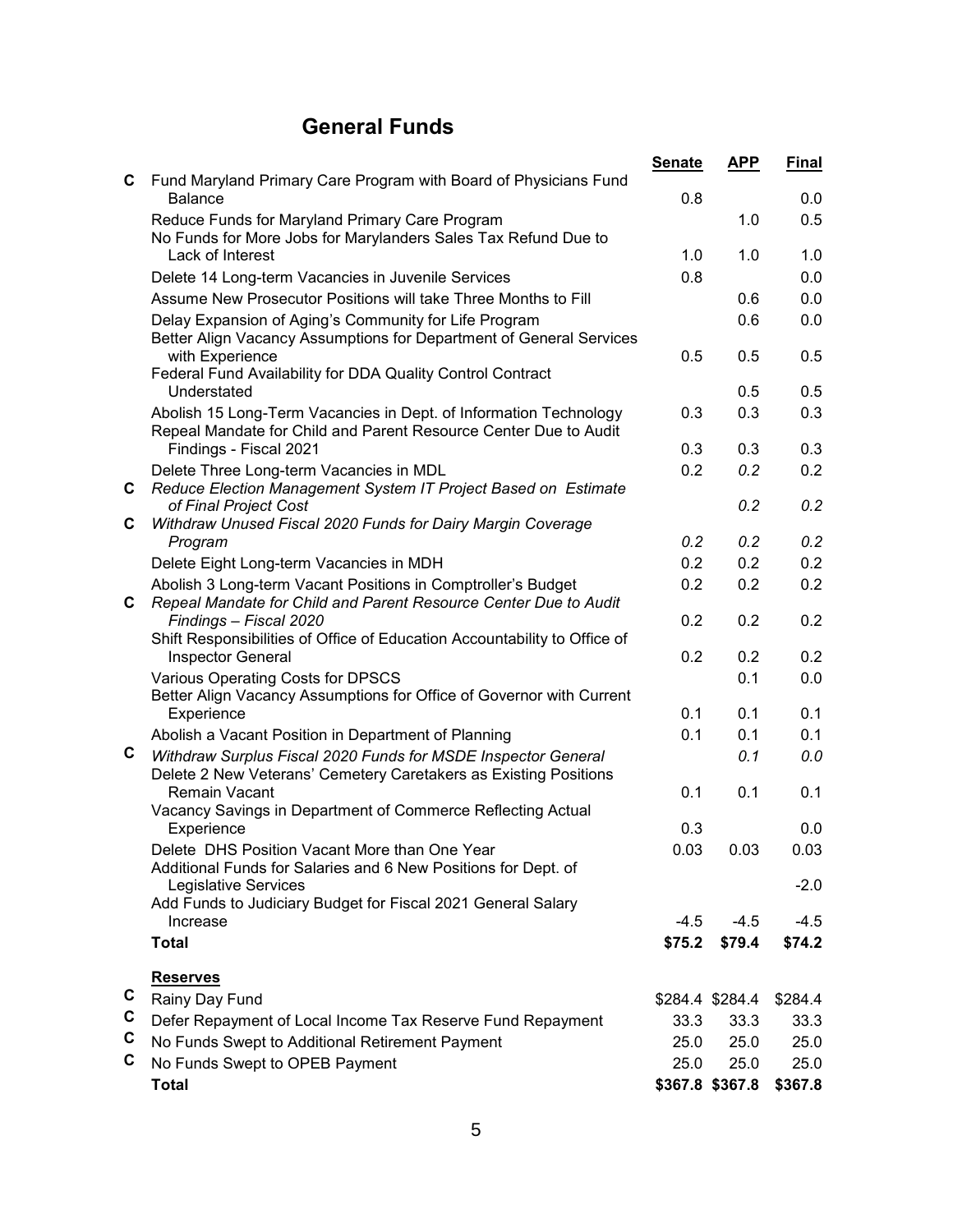## General Funds

| | | Senate | APP | Final |
|---|---|---|---|---|
| C | Fund Maryland Primary Care Program with Board of Physicians Fund Balance | 0.8 | | 0.0 |
| | Reduce Funds for Maryland Primary Care Program | | 1.0 | 0.5 |
| | No Funds for More Jobs for Marylanders Sales Tax Refund Due to Lack of Interest | 1.0 | 1.0 | 1.0 |
| | Delete 14 Long-term Vacancies in Juvenile Services | 0.8 | | 0.0 |
| | Assume New Prosecutor Positions will take Three Months to Fill | | 0.6 | 0.0 |
| | Delay Expansion of Aging's Community for Life Program | | 0.6 | 0.0 |
| | Better Align Vacancy Assumptions for Department of General Services with Experience | 0.5 | 0.5 | 0.5 |
| | Federal Fund Availability for DDA Quality Control Contract Understated | | 0.5 | 0.5 |
| | Abolish 15 Long-Term Vacancies in Dept. of Information Technology | 0.3 | 0.3 | 0.3 |
| | Repeal Mandate for Child and Parent Resource Center Due to Audit Findings - Fiscal 2021 | 0.3 | 0.3 | 0.3 |
| | Delete Three Long-term Vacancies in MDL | 0.2 | *0.2* | 0.2 |
| C | *Reduce Election Management System IT Project Based on Estimate of Final Project Cost* | | *0.2* | *0.2* |
| C | *Withdraw Unused Fiscal 2020 Funds for Dairy Margin Coverage Program* | *0.2* | *0.2* | *0.2* |
| | Delete Eight Long-term Vacancies in MDH | 0.2 | 0.2 | 0.2 |
| | Abolish 3 Long-term Vacant Positions in Comptroller's Budget | 0.2 | 0.2 | 0.2 |
| C | *Repeal Mandate for Child and Parent Resource Center Due to Audit Findings – Fiscal 2020* | 0.2 | 0.2 | 0.2 |
| | Shift Responsibilities of Office of Education Accountability to Office of Inspector General | 0.2 | 0.2 | 0.2 |
| | Various Operating Costs for DPSCS | | 0.1 | 0.0 |
| | Better Align Vacancy Assumptions for Office of Governor with Current Experience | 0.1 | 0.1 | 0.1 |
| | Abolish a Vacant Position in Department of Planning | 0.1 | 0.1 | 0.1 |
| C | *Withdraw Surplus Fiscal 2020 Funds for MSDE Inspector General* | | *0.1* | *0.0* |
| | Delete 2 New Veterans' Cemetery Caretakers as Existing Positions Remain Vacant | 0.1 | 0.1 | 0.1 |
| | Vacancy Savings in Department of Commerce Reflecting Actual Experience | 0.3 | | 0.0 |
| | Delete DHS Position Vacant More than One Year | 0.03 | 0.03 | 0.03 |
| | Additional Funds for Salaries and 6 New Positions for Dept. of Legislative Services | | | -2.0 |
| | Add Funds to Judiciary Budget for Fiscal 2021 General Salary Increase | -4.5 | -4.5 | -4.5 |
| | **Total** | **$75.2** | **$79.4** | **$74.2** |
| | **Reserves** | | | |
| C | Rainy Day Fund | $284.4 | $284.4 | $284.4 |
| C | Defer Repayment of Local Income Tax Reserve Fund Repayment | 33.3 | 33.3 | 33.3 |
| C | No Funds Swept to Additional Retirement Payment | 25.0 | 25.0 | 25.0 |
| C | No Funds Swept to OPEB Payment | 25.0 | 25.0 | 25.0 |
| | **Total** | **$367.8** | **$367.8** | **$367.8** |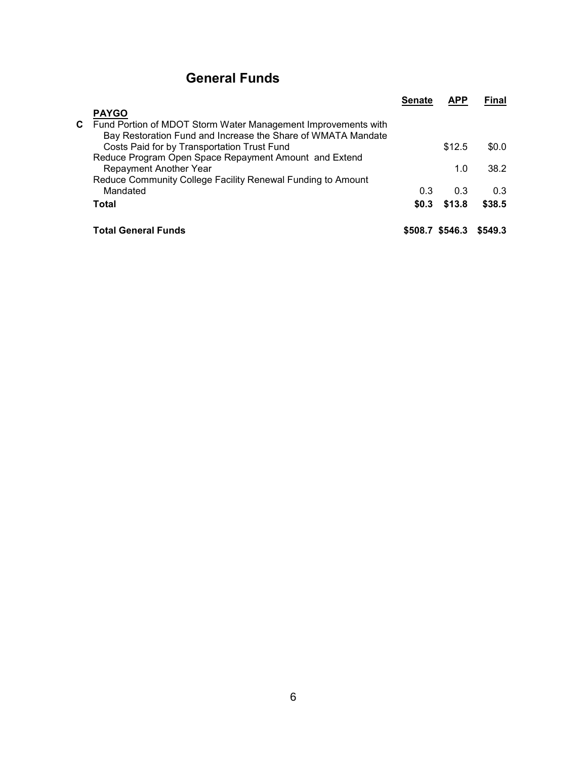## General Funds

| | | Senate | APP | Final |
|---|---|---|---|---|
| | **PAYGO** | | | |
| C | Fund Portion of MDOT Storm Water Management Improvements with Bay Restoration Fund and Increase the Share of WMATA Mandate Costs Paid for by Transportation Trust Fund | | $12.5 | $0.0 |
| | Reduce Program Open Space Repayment Amount and Extend Repayment Another Year | | 1.0 | 38.2 |
| | Reduce Community College Facility Renewal Funding to Amount Mandated | 0.3 | 0.3 | 0.3 |
| | **Total** | **$0.3** | **$13.8** | **$38.5** |
| | **Total General Funds** | **$508.7** | **$546.3** | **$549.3** |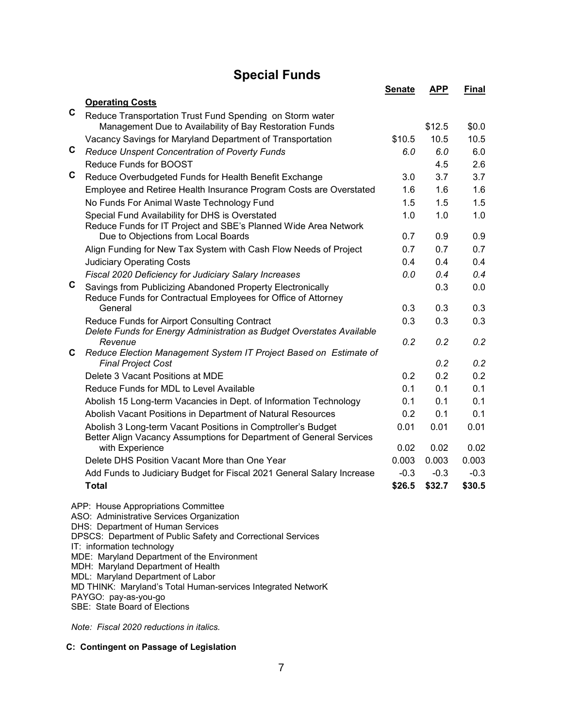# Special Funds

| | | Senate | APP | Final |
|---|---|---|---|---|
| | **Operating Costs** | | | |
| C | Reduce Transportation Trust Fund Spending on Storm water Management Due to Availability of Bay Restoration Funds | | $12.5 | $0.0 |
| | Vacancy Savings for Maryland Department of Transportation | $10.5 | 10.5 | 10.5 |
| C | *Reduce Unspent Concentration of Poverty Funds* | *6.0* | *6.0* | 6.0 |
| | Reduce Funds for BOOST | | 4.5 | 2.6 |
| C | Reduce Overbudgeted Funds for Health Benefit Exchange | 3.0 | 3.7 | 3.7 |
| | Employee and Retiree Health Insurance Program Costs are Overstated | 1.6 | 1.6 | 1.6 |
| | No Funds For Animal Waste Technology Fund | 1.5 | 1.5 | 1.5 |
| | Special Fund Availability for DHS is Overstated | 1.0 | 1.0 | 1.0 |
| | Reduce Funds for IT Project and SBE's Planned Wide Area Network Due to Objections from Local Boards | 0.7 | 0.9 | 0.9 |
| | Align Funding for New Tax System with Cash Flow Needs of Project | 0.7 | 0.7 | 0.7 |
| | Judiciary Operating Costs | 0.4 | 0.4 | 0.4 |
| | *Fiscal 2020 Deficiency for Judiciary Salary Increases* | *0.0* | *0.4* | *0.4* |
| C | Savings from Publicizing Abandoned Property Electronically | | 0.3 | 0.0 |
| | Reduce Funds for Contractual Employees for Office of Attorney General | 0.3 | 0.3 | 0.3 |
| | Reduce Funds for Airport Consulting Contract | 0.3 | 0.3 | 0.3 |
| | *Delete Funds for Energy Administration as Budget Overstates Available Revenue* | *0.2* | *0.2* | *0.2* |
| C | *Reduce Election Management System IT Project Based on Estimate of Final Project Cost* | | *0.2* | *0.2* |
| | Delete 3 Vacant Positions at MDE | 0.2 | 0.2 | 0.2 |
| | Reduce Funds for MDL to Level Available | 0.1 | 0.1 | 0.1 |
| | Abolish 15 Long-term Vacancies in Dept. of Information Technology | 0.1 | 0.1 | 0.1 |
| | Abolish Vacant Positions in Department of Natural Resources | 0.2 | 0.1 | 0.1 |
| | Abolish 3 Long-term Vacant Positions in Comptroller's Budget | 0.01 | 0.01 | 0.01 |
| | Better Align Vacancy Assumptions for Department of General Services with Experience | 0.02 | 0.02 | 0.02 |
| | Delete DHS Position Vacant More than One Year | 0.003 | 0.003 | 0.003 |
| | Add Funds to Judiciary Budget for Fiscal 2021 General Salary Increase | -0.3 | -0.3 | -0.3 |
| | **Total** | **$26.5** | **$32.7** | **$30.5** |

APP: House Appropriations Committee
ASO: Administrative Services Organization
DHS: Department of Human Services
DPSCS: Department of Public Safety and Correctional Services
IT: information technology
MDE: Maryland Department of the Environment
MDH: Maryland Department of Health
MDL: Maryland Department of Labor
MD THINK: Maryland's Total Human-services Integrated NetworK
PAYGO: pay-as-you-go
SBE: State Board of Elections

*Note: Fiscal 2020 reductions in italics.*

**C: Contingent on Passage of Legislation**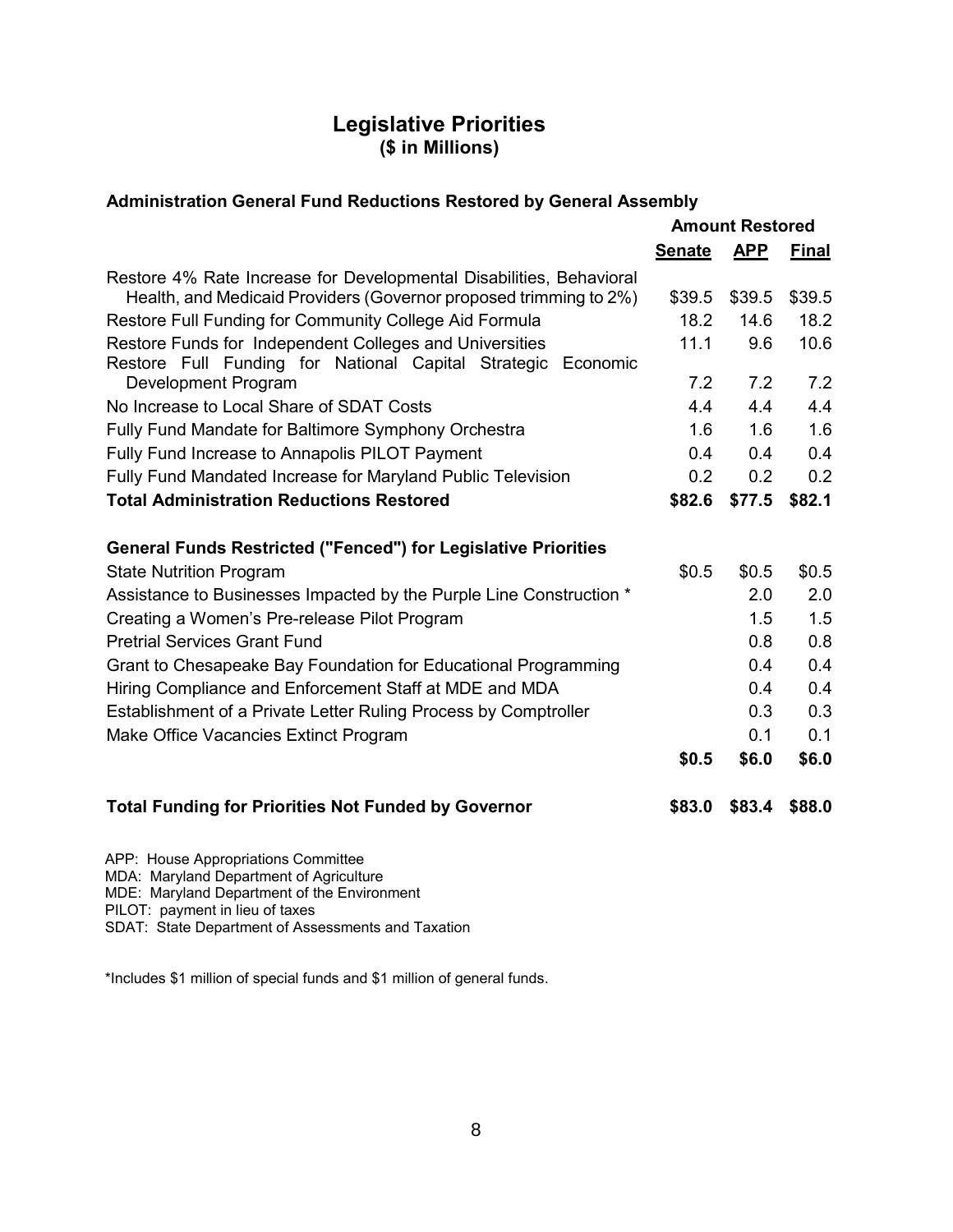# Legislative Priorities
## ($ in Millions)

**Administration General Fund Reductions Restored by General Assembly**

| | Amount Restored | | |
|---|---|---|---|
| | **Senate** | **APP** | **Final** |
| Restore 4% Rate Increase for Developmental Disabilities, Behavioral Health, and Medicaid Providers (Governor proposed trimming to 2%) | $39.5 | $39.5 | $39.5 |
| Restore Full Funding for Community College Aid Formula | 18.2 | 14.6 | 18.2 |
| Restore Funds for Independent Colleges and Universities | 11.1 | 9.6 | 10.6 |
| Restore Full Funding for National Capital Strategic Economic Development Program | 7.2 | 7.2 | 7.2 |
| No Increase to Local Share of SDAT Costs | 4.4 | 4.4 | 4.4 |
| Fully Fund Mandate for Baltimore Symphony Orchestra | 1.6 | 1.6 | 1.6 |
| Fully Fund Increase to Annapolis PILOT Payment | 0.4 | 0.4 | 0.4 |
| Fully Fund Mandated Increase for Maryland Public Television | 0.2 | 0.2 | 0.2 |
| **Total Administration Reductions Restored** | **$82.6** | **$77.5** | **$82.1** |
| | | | |
| **General Funds Restricted ("Fenced") for Legislative Priorities** | | | |
| State Nutrition Program | $0.5 | $0.5 | $0.5 |
| Assistance to Businesses Impacted by the Purple Line Construction * | | 2.0 | 2.0 |
| Creating a Women's Pre-release Pilot Program | | 1.5 | 1.5 |
| Pretrial Services Grant Fund | | 0.8 | 0.8 |
| Grant to Chesapeake Bay Foundation for Educational Programming | | 0.4 | 0.4 |
| Hiring Compliance and Enforcement Staff at MDE and MDA | | 0.4 | 0.4 |
| Establishment of a Private Letter Ruling Process by Comptroller | | 0.3 | 0.3 |
| Make Office Vacancies Extinct Program | | 0.1 | 0.1 |
| | **$0.5** | **$6.0** | **$6.0** |
| | | | |
| **Total Funding for Priorities Not Funded by Governor** | **$83.0** | **$83.4** | **$88.0** |

APP: House Appropriations Committee
MDA: Maryland Department of Agriculture
MDE: Maryland Department of the Environment
PILOT: payment in lieu of taxes
SDAT: State Department of Assessments and Taxation

*Includes $1 million of special funds and $1 million of general funds.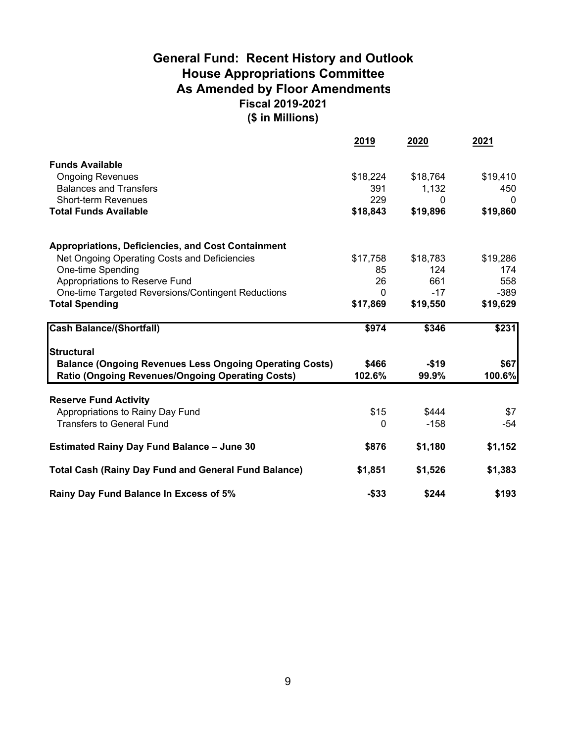# General Fund: Recent History and Outlook
## House Appropriations Committee
## As Amended by Floor Amendments
### Fiscal 2019-2021
### ($ in Millions)

| | 2019 | 2020 | 2021 |
|---|---|---|---|
| **Funds Available** | | | |
| Ongoing Revenues | $18,224 | $18,764 | $19,410 |
| Balances and Transfers | 391 | 1,132 | 450 |
| Short-term Revenues | 229 | 0 | 0 |
| **Total Funds Available** | **$18,843** | **$19,896** | **$19,860** |
| | | | |
| **Appropriations, Deficiencies, and Cost Containment** | | | |
| Net Ongoing Operating Costs and Deficiencies | $17,758 | $18,783 | $19,286 |
| One-time Spending | 85 | 124 | 174 |
| Appropriations to Reserve Fund | 26 | 661 | 558 |
| One-time Targeted Reversions/Contingent Reductions | 0 | -17 | -389 |
| **Total Spending** | **$17,869** | **$19,550** | **$19,629** |
| | | | |
| **Cash Balance/(Shortfall)** | **$974** | **$346** | **$231** |
| | | | |
| **Structural** | | | |
| **Balance (Ongoing Revenues Less Ongoing Operating Costs)** | **$466** | **-$19** | **$67** |
| **Ratio (Ongoing Revenues/Ongoing Operating Costs)** | **102.6%** | **99.9%** | **100.6%** |
| | | | |
| **Reserve Fund Activity** | | | |
| Appropriations to Rainy Day Fund | $15 | $444 | $7 |
| Transfers to General Fund | 0 | -158 | -54 |
| | | | |
| **Estimated Rainy Day Fund Balance – June 30** | **$876** | **$1,180** | **$1,152** |
| | | | |
| **Total Cash (Rainy Day Fund and General Fund Balance)** | **$1,851** | **$1,526** | **$1,383** |
| | | | |
| **Rainy Day Fund Balance In Excess of 5%** | **-$33** | **$244** | **$193** |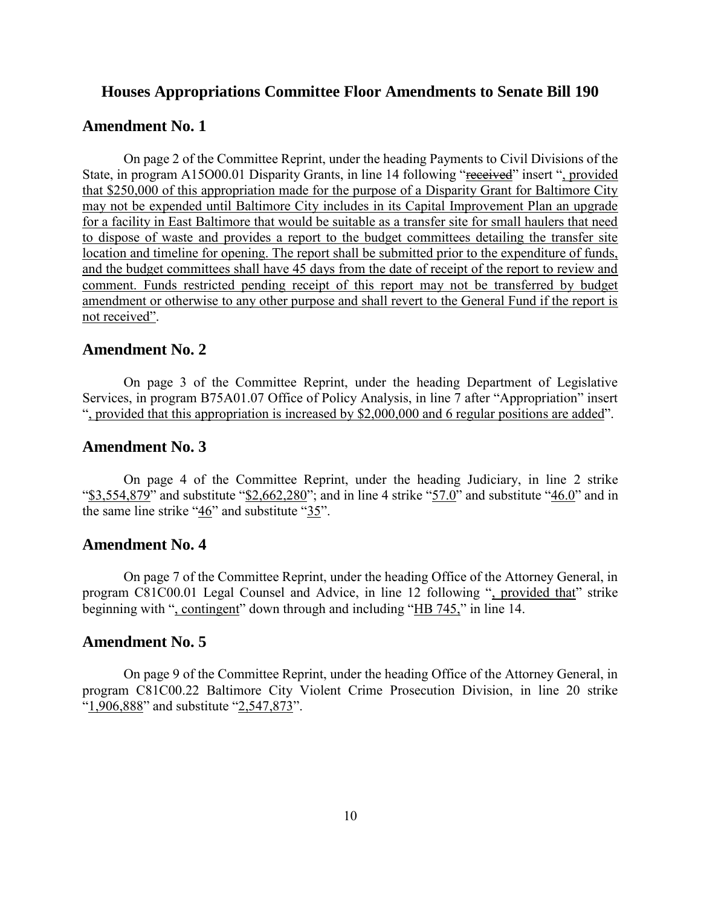## Houses Appropriations Committee Floor Amendments to Senate Bill 190

### Amendment No. 1

On page 2 of the Committee Reprint, under the heading Payments to Civil Divisions of the State, in program A15O00.01 Disparity Grants, in line 14 following "~~received~~" insert "<u>, provided that $250,000 of this appropriation made for the purpose of a Disparity Grant for Baltimore City may not be expended until Baltimore City includes in its Capital Improvement Plan an upgrade for a facility in East Baltimore that would be suitable as a transfer site for small haulers that need to dispose of waste and provides a report to the budget committees detailing the transfer site location and timeline for opening. The report shall be submitted prior to the expenditure of funds, and the budget committees shall have 45 days from the date of receipt of the report to review and comment. Funds restricted pending receipt of this report may not be transferred by budget amendment or otherwise to any other purpose and shall revert to the General Fund if the report is not received</u>".

### Amendment No. 2

On page 3 of the Committee Reprint, under the heading Department of Legislative Services, in program B75A01.07 Office of Policy Analysis, in line 7 after "Appropriation" insert "<u>, provided that this appropriation is increased by $2,000,000 and 6 regular positions are added</u>".

### Amendment No. 3

On page 4 of the Committee Reprint, under the heading Judiciary, in line 2 strike "<u>$3,554,879</u>" and substitute "<u>$2,662,280</u>"; and in line 4 strike "<u>57.0</u>" and substitute "<u>46.0</u>" and in the same line strike "<u>46</u>" and substitute "<u>35</u>".

### Amendment No. 4

On page 7 of the Committee Reprint, under the heading Office of the Attorney General, in program C81C00.01 Legal Counsel and Advice, in line 12 following "<u>, provided that</u>" strike beginning with "<u>, contingent</u>" down through and including "<u>HB 745,</u>" in line 14.

### Amendment No. 5

On page 9 of the Committee Reprint, under the heading Office of the Attorney General, in program C81C00.22 Baltimore City Violent Crime Prosecution Division, in line 20 strike "<u>1,906,888</u>" and substitute "<u>2,547,873</u>".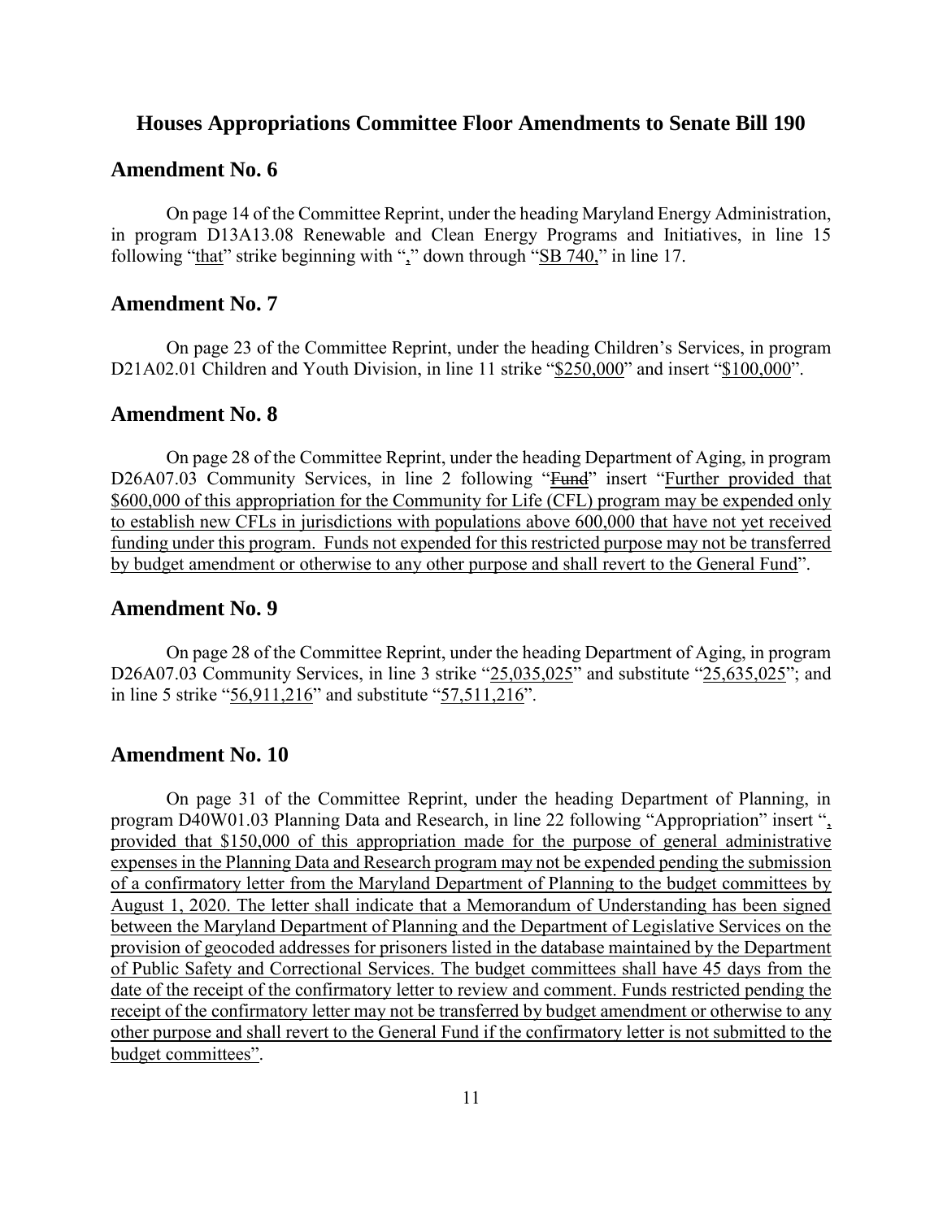## Houses Appropriations Committee Floor Amendments to Senate Bill 190

### Amendment No. 6

On page 14 of the Committee Reprint, under the heading Maryland Energy Administration, in program D13A13.08 Renewable and Clean Energy Programs and Initiatives, in line 15 following "that" strike beginning with "," down through "SB 740," in line 17.

### Amendment No. 7

On page 23 of the Committee Reprint, under the heading Children's Services, in program D21A02.01 Children and Youth Division, in line 11 strike "$250,000" and insert "$100,000".

### Amendment No. 8

On page 28 of the Committee Reprint, under the heading Department of Aging, in program D26A07.03 Community Services, in line 2 following "~~Fund~~" insert "Further provided that $600,000 of this appropriation for the Community for Life (CFL) program may be expended only to establish new CFLs in jurisdictions with populations above 600,000 that have not yet received funding under this program. Funds not expended for this restricted purpose may not be transferred by budget amendment or otherwise to any other purpose and shall revert to the General Fund".

### Amendment No. 9

On page 28 of the Committee Reprint, under the heading Department of Aging, in program D26A07.03 Community Services, in line 3 strike "25,035,025" and substitute "25,635,025"; and in line 5 strike "56,911,216" and substitute "57,511,216".

### Amendment No. 10

On page 31 of the Committee Reprint, under the heading Department of Planning, in program D40W01.03 Planning Data and Research, in line 22 following "Appropriation" insert ", provided that $150,000 of this appropriation made for the purpose of general administrative expenses in the Planning Data and Research program may not be expended pending the submission of a confirmatory letter from the Maryland Department of Planning to the budget committees by August 1, 2020. The letter shall indicate that a Memorandum of Understanding has been signed between the Maryland Department of Planning and the Department of Legislative Services on the provision of geocoded addresses for prisoners listed in the database maintained by the Department of Public Safety and Correctional Services. The budget committees shall have 45 days from the date of the receipt of the confirmatory letter to review and comment. Funds restricted pending the receipt of the confirmatory letter may not be transferred by budget amendment or otherwise to any other purpose and shall revert to the General Fund if the confirmatory letter is not submitted to the budget committees".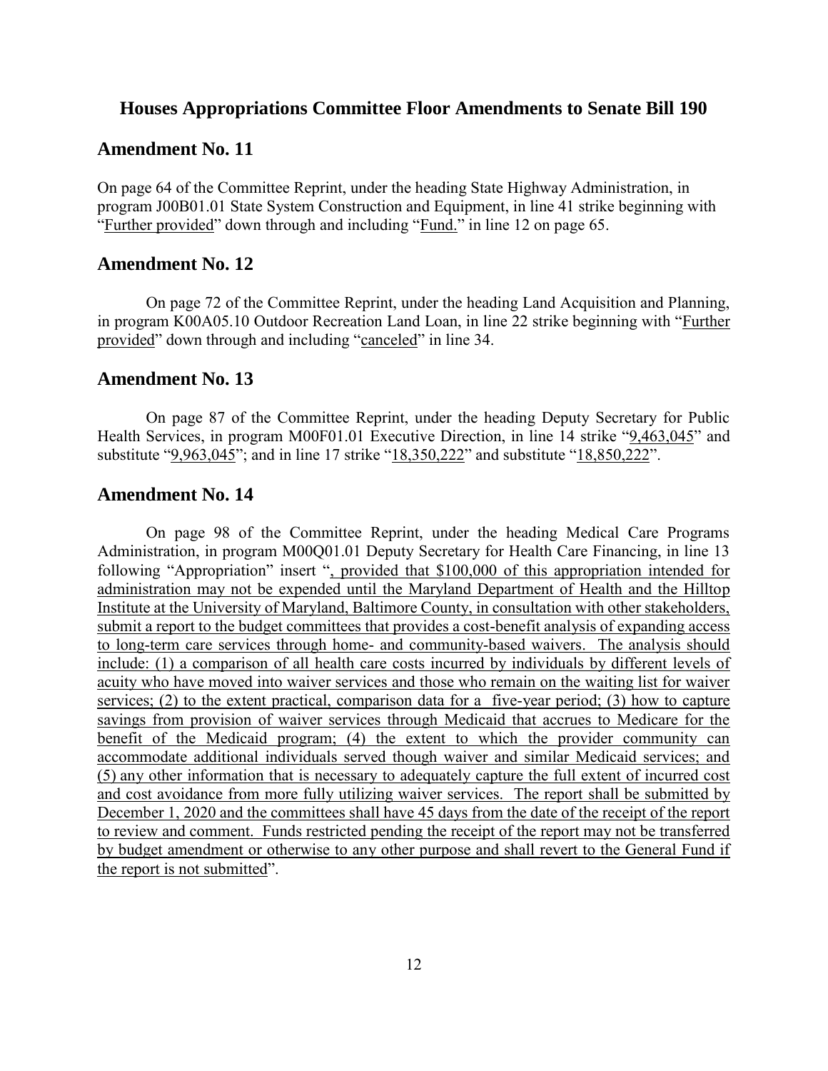## Houses Appropriations Committee Floor Amendments to Senate Bill 190

### Amendment No. 11

On page 64 of the Committee Reprint, under the heading State Highway Administration, in program J00B01.01 State System Construction and Equipment, in line 41 strike beginning with "Further provided" down through and including "Fund." in line 12 on page 65.

### Amendment No. 12

On page 72 of the Committee Reprint, under the heading Land Acquisition and Planning, in program K00A05.10 Outdoor Recreation Land Loan, in line 22 strike beginning with "Further provided" down through and including "canceled" in line 34.

### Amendment No. 13

On page 87 of the Committee Reprint, under the heading Deputy Secretary for Public Health Services, in program M00F01.01 Executive Direction, in line 14 strike "9,463,045" and substitute "9,963,045"; and in line 17 strike "18,350,222" and substitute "18,850,222".

### Amendment No. 14

On page 98 of the Committee Reprint, under the heading Medical Care Programs Administration, in program M00Q01.01 Deputy Secretary for Health Care Financing, in line 13 following "Appropriation" insert ", provided that $100,000 of this appropriation intended for administration may not be expended until the Maryland Department of Health and the Hilltop Institute at the University of Maryland, Baltimore County, in consultation with other stakeholders, submit a report to the budget committees that provides a cost-benefit analysis of expanding access to long-term care services through home- and community-based waivers. The analysis should include: (1) a comparison of all health care costs incurred by individuals by different levels of acuity who have moved into waiver services and those who remain on the waiting list for waiver services; (2) to the extent practical, comparison data for a five-year period; (3) how to capture savings from provision of waiver services through Medicaid that accrues to Medicare for the benefit of the Medicaid program; (4) the extent to which the provider community can accommodate additional individuals served though waiver and similar Medicaid services; and (5) any other information that is necessary to adequately capture the full extent of incurred cost and cost avoidance from more fully utilizing waiver services. The report shall be submitted by December 1, 2020 and the committees shall have 45 days from the date of the receipt of the report to review and comment. Funds restricted pending the receipt of the report may not be transferred by budget amendment or otherwise to any other purpose and shall revert to the General Fund if the report is not submitted".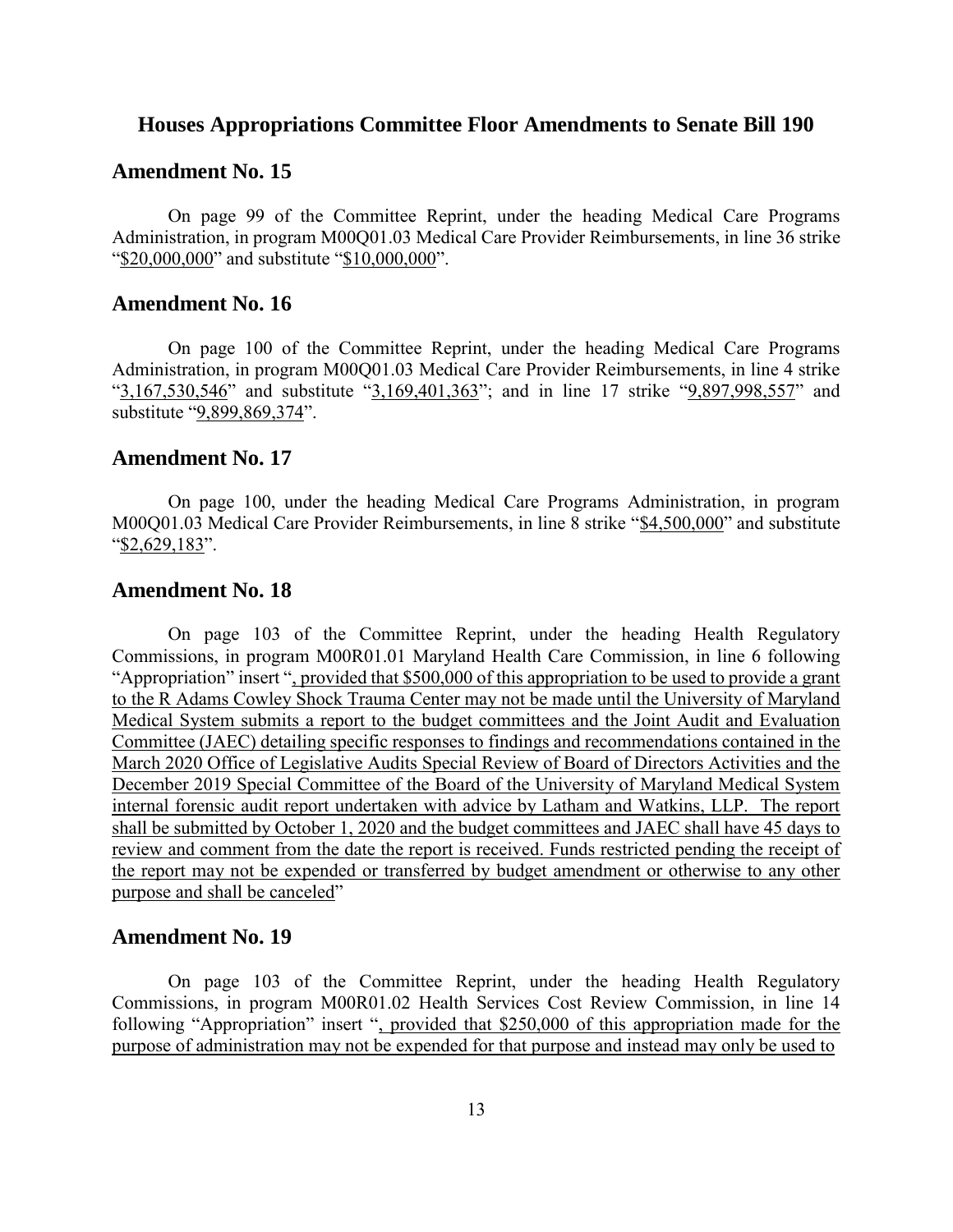## Houses Appropriations Committee Floor Amendments to Senate Bill 190

### Amendment No. 15

On page 99 of the Committee Reprint, under the heading Medical Care Programs Administration, in program M00Q01.03 Medical Care Provider Reimbursements, in line 36 strike "$20,000,000" and substitute "$10,000,000".

### Amendment No. 16

On page 100 of the Committee Reprint, under the heading Medical Care Programs Administration, in program M00Q01.03 Medical Care Provider Reimbursements, in line 4 strike "3,167,530,546" and substitute "3,169,401,363"; and in line 17 strike "9,897,998,557" and substitute "9,899,869,374".

### Amendment No. 17

On page 100, under the heading Medical Care Programs Administration, in program M00Q01.03 Medical Care Provider Reimbursements, in line 8 strike "$4,500,000" and substitute "$2,629,183".

### Amendment No. 18

On page 103 of the Committee Reprint, under the heading Health Regulatory Commissions, in program M00R01.01 Maryland Health Care Commission, in line 6 following "Appropriation" insert ", provided that $500,000 of this appropriation to be used to provide a grant to the R Adams Cowley Shock Trauma Center may not be made until the University of Maryland Medical System submits a report to the budget committees and the Joint Audit and Evaluation Committee (JAEC) detailing specific responses to findings and recommendations contained in the March 2020 Office of Legislative Audits Special Review of Board of Directors Activities and the December 2019 Special Committee of the Board of the University of Maryland Medical System internal forensic audit report undertaken with advice by Latham and Watkins, LLP. The report shall be submitted by October 1, 2020 and the budget committees and JAEC shall have 45 days to review and comment from the date the report is received. Funds restricted pending the receipt of the report may not be expended or transferred by budget amendment or otherwise to any other purpose and shall be canceled"

### Amendment No. 19

On page 103 of the Committee Reprint, under the heading Health Regulatory Commissions, in program M00R01.02 Health Services Cost Review Commission, in line 14 following "Appropriation" insert ", provided that $250,000 of this appropriation made for the purpose of administration may not be expended for that purpose and instead may only be used to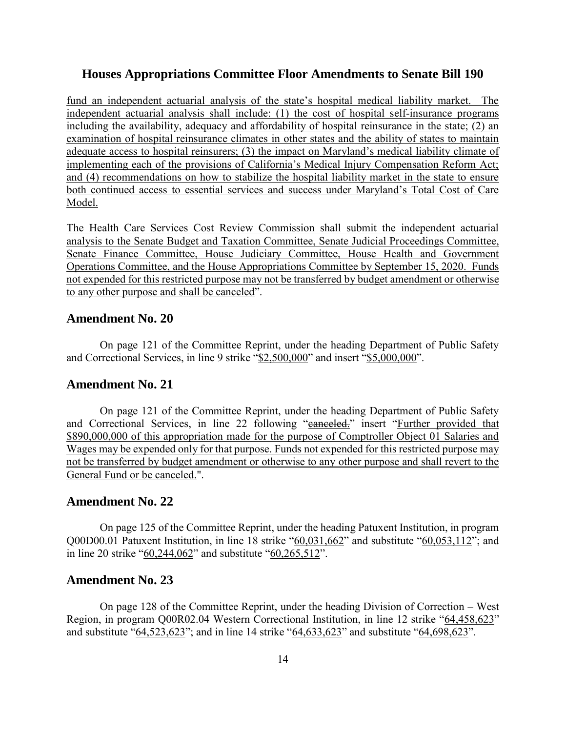## Houses Appropriations Committee Floor Amendments to Senate Bill 190

fund an independent actuarial analysis of the state's hospital medical liability market. The independent actuarial analysis shall include: (1) the cost of hospital self-insurance programs including the availability, adequacy and affordability of hospital reinsurance in the state; (2) an examination of hospital reinsurance climates in other states and the ability of states to maintain adequate access to hospital reinsurers; (3) the impact on Maryland's medical liability climate of implementing each of the provisions of California's Medical Injury Compensation Reform Act; and (4) recommendations on how to stabilize the hospital liability market in the state to ensure both continued access to essential services and success under Maryland's Total Cost of Care Model.

The Health Care Services Cost Review Commission shall submit the independent actuarial analysis to the Senate Budget and Taxation Committee, Senate Judicial Proceedings Committee, Senate Finance Committee, House Judiciary Committee, House Health and Government Operations Committee, and the House Appropriations Committee by September 15, 2020. Funds not expended for this restricted purpose may not be transferred by budget amendment or otherwise to any other purpose and shall be canceled".

### Amendment No. 20

On page 121 of the Committee Reprint, under the heading Department of Public Safety and Correctional Services, in line 9 strike "$2,500,000" and insert "$5,000,000".

### Amendment No. 21

On page 121 of the Committee Reprint, under the heading Department of Public Safety and Correctional Services, in line 22 following "~~canceled.~~" insert "Further provided that $890,000,000 of this appropriation made for the purpose of Comptroller Object 01 Salaries and Wages may be expended only for that purpose. Funds not expended for this restricted purpose may not be transferred by budget amendment or otherwise to any other purpose and shall revert to the General Fund or be canceled.".

### Amendment No. 22

On page 125 of the Committee Reprint, under the heading Patuxent Institution, in program Q00D00.01 Patuxent Institution, in line 18 strike "60,031,662" and substitute "60,053,112"; and in line 20 strike "60,244,062" and substitute "60,265,512".

### Amendment No. 23

On page 128 of the Committee Reprint, under the heading Division of Correction – West Region, in program Q00R02.04 Western Correctional Institution, in line 12 strike "64,458,623" and substitute "64,523,623"; and in line 14 strike "64,633,623" and substitute "64,698,623".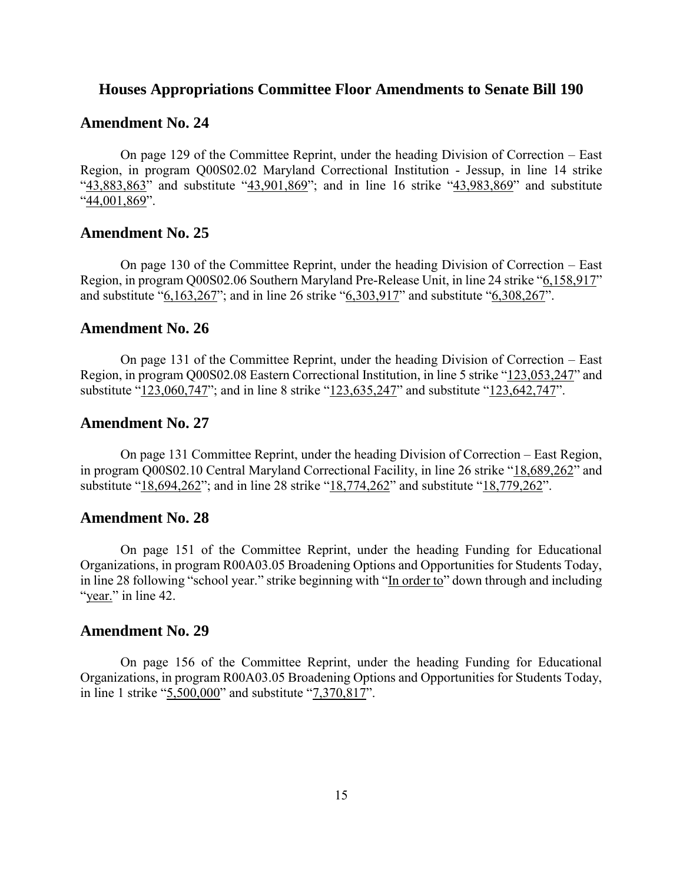## Houses Appropriations Committee Floor Amendments to Senate Bill 190

### Amendment No. 24

On page 129 of the Committee Reprint, under the heading Division of Correction – East Region, in program Q00S02.02 Maryland Correctional Institution - Jessup, in line 14 strike "43,883,863" and substitute "43,901,869"; and in line 16 strike "43,983,869" and substitute "44,001,869".

### Amendment No. 25

On page 130 of the Committee Reprint, under the heading Division of Correction – East Region, in program Q00S02.06 Southern Maryland Pre-Release Unit, in line 24 strike "6,158,917" and substitute "6,163,267"; and in line 26 strike "6,303,917" and substitute "6,308,267".

### Amendment No. 26

On page 131 of the Committee Reprint, under the heading Division of Correction – East Region, in program Q00S02.08 Eastern Correctional Institution, in line 5 strike "123,053,247" and substitute "123,060,747"; and in line 8 strike "123,635,247" and substitute "123,642,747".

### Amendment No. 27

On page 131 Committee Reprint, under the heading Division of Correction – East Region, in program Q00S02.10 Central Maryland Correctional Facility, in line 26 strike "18,689,262" and substitute "18,694,262"; and in line 28 strike "18,774,262" and substitute "18,779,262".

### Amendment No. 28

On page 151 of the Committee Reprint, under the heading Funding for Educational Organizations, in program R00A03.05 Broadening Options and Opportunities for Students Today, in line 28 following "school year." strike beginning with "In order to" down through and including "year." in line 42.

### Amendment No. 29

On page 156 of the Committee Reprint, under the heading Funding for Educational Organizations, in program R00A03.05 Broadening Options and Opportunities for Students Today, in line 1 strike "5,500,000" and substitute "7,370,817".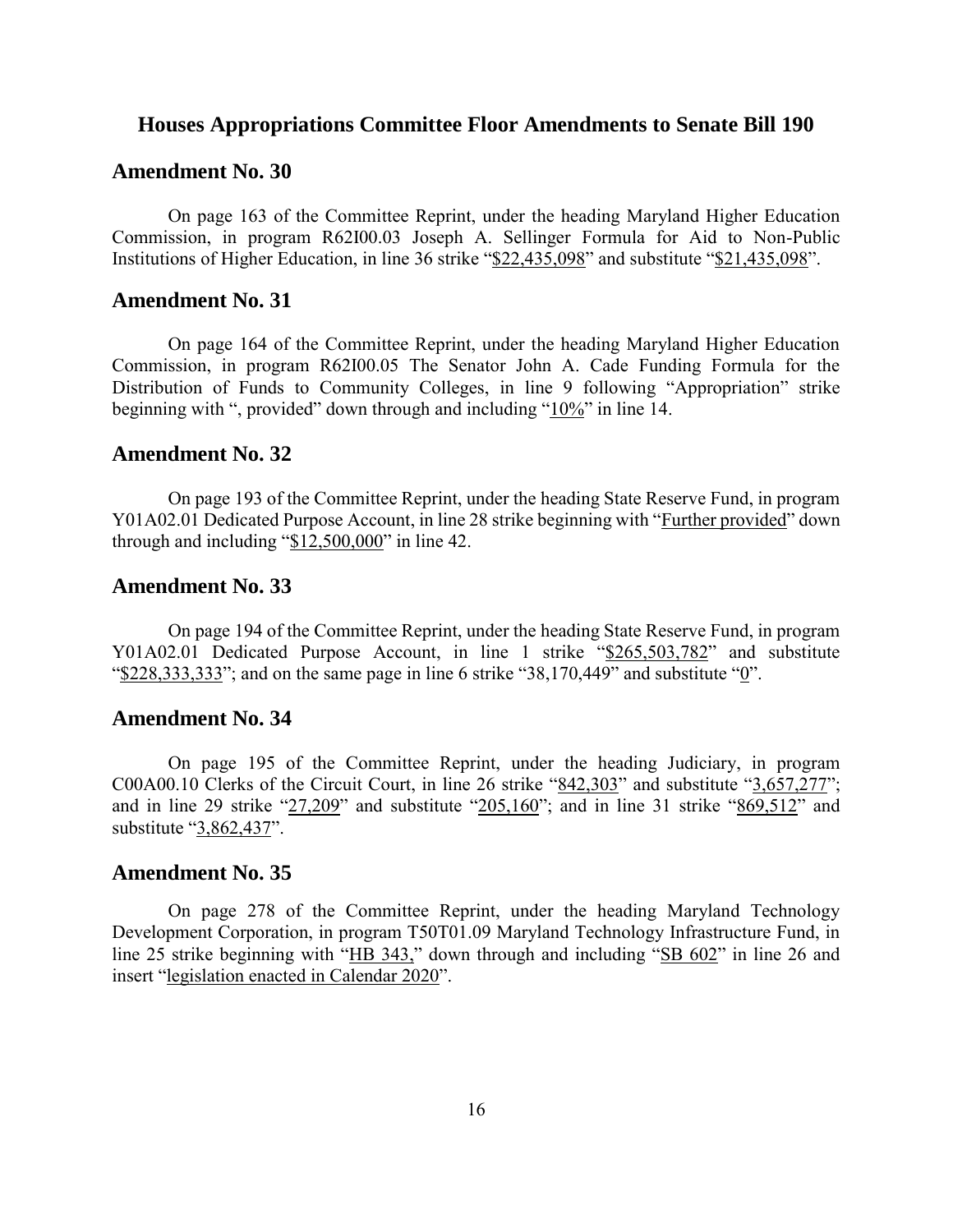## Houses Appropriations Committee Floor Amendments to Senate Bill 190

### Amendment No. 30

On page 163 of the Committee Reprint, under the heading Maryland Higher Education Commission, in program R62I00.03 Joseph A. Sellinger Formula for Aid to Non-Public Institutions of Higher Education, in line 36 strike "$22,435,098" and substitute "$21,435,098".

### Amendment No. 31

On page 164 of the Committee Reprint, under the heading Maryland Higher Education Commission, in program R62I00.05 The Senator John A. Cade Funding Formula for the Distribution of Funds to Community Colleges, in line 9 following "Appropriation" strike beginning with ", provided" down through and including "10%" in line 14.

### Amendment No. 32

On page 193 of the Committee Reprint, under the heading State Reserve Fund, in program Y01A02.01 Dedicated Purpose Account, in line 28 strike beginning with "Further provided" down through and including "$12,500,000" in line 42.

### Amendment No. 33

On page 194 of the Committee Reprint, under the heading State Reserve Fund, in program Y01A02.01 Dedicated Purpose Account, in line 1 strike "$265,503,782" and substitute "$228,333,333"; and on the same page in line 6 strike "38,170,449" and substitute "0".

### Amendment No. 34

On page 195 of the Committee Reprint, under the heading Judiciary, in program C00A00.10 Clerks of the Circuit Court, in line 26 strike "842,303" and substitute "3,657,277"; and in line 29 strike "27,209" and substitute "205,160"; and in line 31 strike "869,512" and substitute "3,862,437".

### Amendment No. 35

On page 278 of the Committee Reprint, under the heading Maryland Technology Development Corporation, in program T50T01.09 Maryland Technology Infrastructure Fund, in line 25 strike beginning with "HB 343," down through and including "SB 602" in line 26 and insert "legislation enacted in Calendar 2020".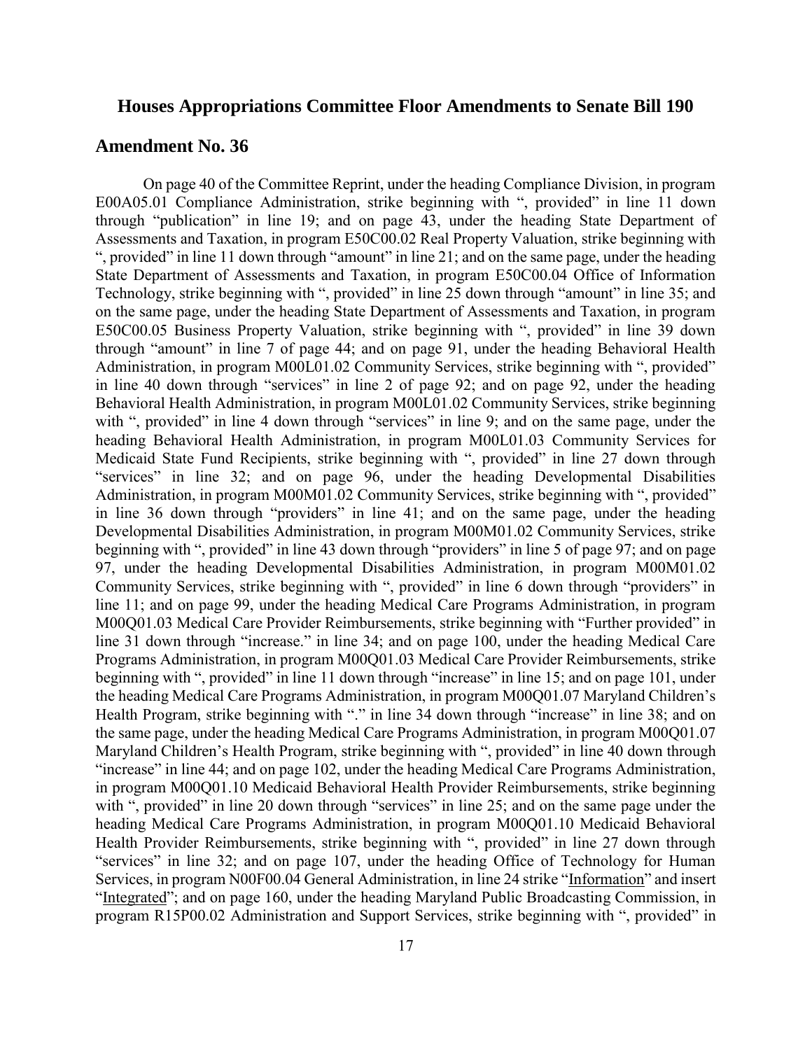## Houses Appropriations Committee Floor Amendments to Senate Bill 190

## Amendment No. 36

On page 40 of the Committee Reprint, under the heading Compliance Division, in program E00A05.01 Compliance Administration, strike beginning with ", provided" in line 11 down through "publication" in line 19; and on page 43, under the heading State Department of Assessments and Taxation, in program E50C00.02 Real Property Valuation, strike beginning with ", provided" in line 11 down through "amount" in line 21; and on the same page, under the heading State Department of Assessments and Taxation, in program E50C00.04 Office of Information Technology, strike beginning with ", provided" in line 25 down through "amount" in line 35; and on the same page, under the heading State Department of Assessments and Taxation, in program E50C00.05 Business Property Valuation, strike beginning with ", provided" in line 39 down through "amount" in line 7 of page 44; and on page 91, under the heading Behavioral Health Administration, in program M00L01.02 Community Services, strike beginning with ", provided" in line 40 down through "services" in line 2 of page 92; and on page 92, under the heading Behavioral Health Administration, in program M00L01.02 Community Services, strike beginning with ", provided" in line 4 down through "services" in line 9; and on the same page, under the heading Behavioral Health Administration, in program M00L01.03 Community Services for Medicaid State Fund Recipients, strike beginning with ", provided" in line 27 down through "services" in line 32; and on page 96, under the heading Developmental Disabilities Administration, in program M00M01.02 Community Services, strike beginning with ", provided" in line 36 down through "providers" in line 41; and on the same page, under the heading Developmental Disabilities Administration, in program M00M01.02 Community Services, strike beginning with ", provided" in line 43 down through "providers" in line 5 of page 97; and on page 97, under the heading Developmental Disabilities Administration, in program M00M01.02 Community Services, strike beginning with ", provided" in line 6 down through "providers" in line 11; and on page 99, under the heading Medical Care Programs Administration, in program M00Q01.03 Medical Care Provider Reimbursements, strike beginning with "Further provided" in line 31 down through "increase." in line 34; and on page 100, under the heading Medical Care Programs Administration, in program M00Q01.03 Medical Care Provider Reimbursements, strike beginning with ", provided" in line 11 down through "increase" in line 15; and on page 101, under the heading Medical Care Programs Administration, in program M00Q01.07 Maryland Children's Health Program, strike beginning with "." in line 34 down through "increase" in line 38; and on the same page, under the heading Medical Care Programs Administration, in program M00Q01.07 Maryland Children's Health Program, strike beginning with ", provided" in line 40 down through "increase" in line 44; and on page 102, under the heading Medical Care Programs Administration, in program M00Q01.10 Medicaid Behavioral Health Provider Reimbursements, strike beginning with ", provided" in line 20 down through "services" in line 25; and on the same page under the heading Medical Care Programs Administration, in program M00Q01.10 Medicaid Behavioral Health Provider Reimbursements, strike beginning with ", provided" in line 27 down through "services" in line 32; and on page 107, under the heading Office of Technology for Human Services, in program N00F00.04 General Administration, in line 24 strike "<u>Information</u>" and insert "<u>Integrated</u>"; and on page 160, under the heading Maryland Public Broadcasting Commission, in program R15P00.02 Administration and Support Services, strike beginning with ", provided" in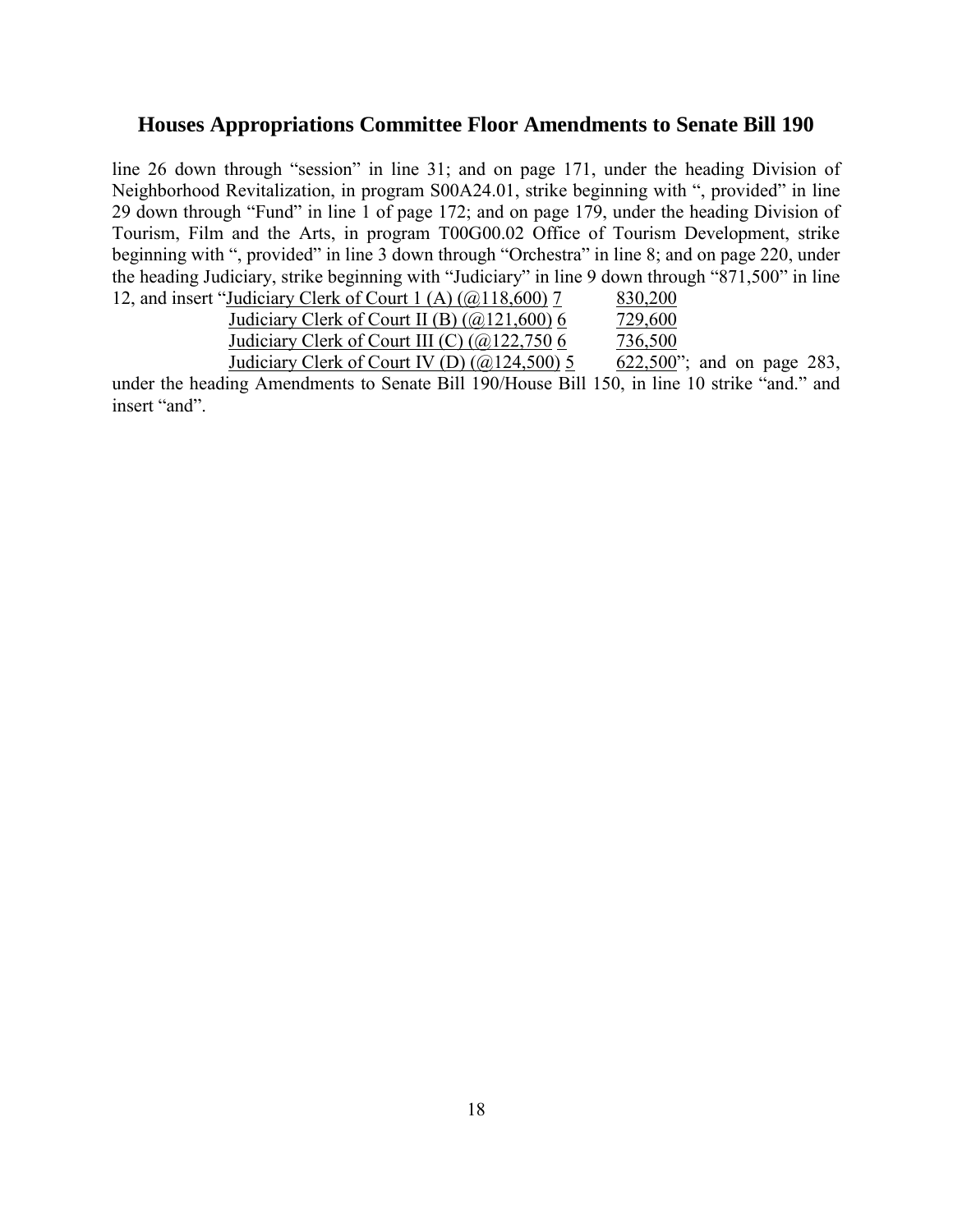## Houses Appropriations Committee Floor Amendments to Senate Bill 190

line 26 down through "session" in line 31; and on page 171, under the heading Division of Neighborhood Revitalization, in program S00A24.01, strike beginning with ", provided" in line 29 down through "Fund" in line 1 of page 172; and on page 179, under the heading Division of Tourism, Film and the Arts, in program T00G00.02 Office of Tourism Development, strike beginning with ", provided" in line 3 down through "Orchestra" in line 8; and on page 220, under the heading Judiciary, strike beginning with "Judiciary" in line 9 down through "871,500" in line 12, and insert "Judiciary Clerk of Court 1 (A) (@118,600) 7 830,200

Judiciary Clerk of Court II (B) (@121,600) 6 729,600

Judiciary Clerk of Court III (C) (@122,750 6 736,500

Judiciary Clerk of Court IV (D) (@124,500) 5 622,500"; and on page 283, under the heading Amendments to Senate Bill 190/House Bill 150, in line 10 strike "and." and insert "and".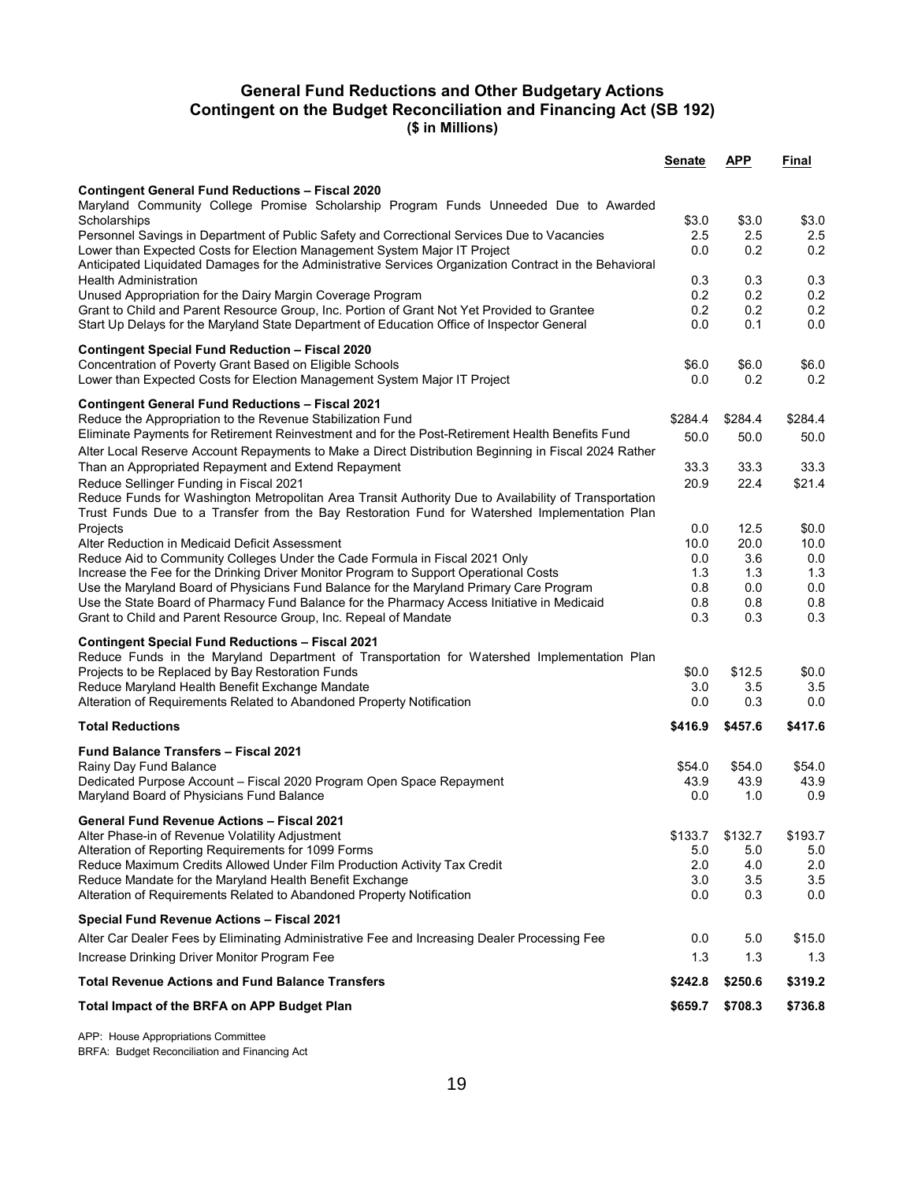## General Fund Reductions and Other Budgetary Actions Contingent on the Budget Reconciliation and Financing Act (SB 192)
### ($ in Millions)

| | Senate | APP | Final |
|---|---|---|---|
| **Contingent General Fund Reductions – Fiscal 2020** | | | |
| Maryland Community College Promise Scholarship Program Funds Unneeded Due to Awarded Scholarships | $3.0 | $3.0 | $3.0 |
| Personnel Savings in Department of Public Safety and Correctional Services Due to Vacancies | 2.5 | 2.5 | 2.5 |
| Lower than Expected Costs for Election Management System Major IT Project | 0.0 | 0.2 | 0.2 |
| Anticipated Liquidated Damages for the Administrative Services Organization Contract in the Behavioral Health Administration | 0.3 | 0.3 | 0.3 |
| Unused Appropriation for the Dairy Margin Coverage Program | 0.2 | 0.2 | 0.2 |
| Grant to Child and Parent Resource Group, Inc. Portion of Grant Not Yet Provided to Grantee | 0.2 | 0.2 | 0.2 |
| Start Up Delays for the Maryland State Department of Education Office of Inspector General | 0.0 | 0.1 | 0.0 |
| **Contingent Special Fund Reduction – Fiscal 2020** | | | |
| Concentration of Poverty Grant Based on Eligible Schools | $6.0 | $6.0 | $6.0 |
| Lower than Expected Costs for Election Management System Major IT Project | 0.0 | 0.2 | 0.2 |
| **Contingent General Fund Reductions – Fiscal 2021** | | | |
| Reduce the Appropriation to the Revenue Stabilization Fund | $284.4 | $284.4 | $284.4 |
| Eliminate Payments for Retirement Reinvestment and for the Post-Retirement Health Benefits Fund | 50.0 | 50.0 | 50.0 |
| Alter Local Reserve Account Repayments to Make a Direct Distribution Beginning in Fiscal 2024 Rather Than an Appropriated Repayment and Extend Repayment | 33.3 | 33.3 | 33.3 |
| Reduce Sellinger Funding in Fiscal 2021 | 20.9 | 22.4 | $21.4 |
| Reduce Funds for Washington Metropolitan Area Transit Authority Due to Availability of Transportation Trust Funds Due to a Transfer from the Bay Restoration Fund for Watershed Implementation Plan Projects | 0.0 | 12.5 | $0.0 |
| Alter Reduction in Medicaid Deficit Assessment | 10.0 | 20.0 | 10.0 |
| Reduce Aid to Community Colleges Under the Cade Formula in Fiscal 2021 Only | 0.0 | 3.6 | 0.0 |
| Increase the Fee for the Drinking Driver Monitor Program to Support Operational Costs | 1.3 | 1.3 | 1.3 |
| Use the Maryland Board of Physicians Fund Balance for the Maryland Primary Care Program | 0.8 | 0.0 | 0.0 |
| Use the State Board of Pharmacy Fund Balance for the Pharmacy Access Initiative in Medicaid | 0.8 | 0.8 | 0.8 |
| Grant to Child and Parent Resource Group, Inc. Repeal of Mandate | 0.3 | 0.3 | 0.3 |
| **Contingent Special Fund Reductions – Fiscal 2021** | | | |
| Reduce Funds in the Maryland Department of Transportation for Watershed Implementation Plan Projects to be Replaced by Bay Restoration Funds | $0.0 | $12.5 | $0.0 |
| Reduce Maryland Health Benefit Exchange Mandate | 3.0 | 3.5 | 3.5 |
| Alteration of Requirements Related to Abandoned Property Notification | 0.0 | 0.3 | 0.0 |
| **Total Reductions** | **$416.9** | **$457.6** | **$417.6** |
| **Fund Balance Transfers – Fiscal 2021** | | | |
| Rainy Day Fund Balance | $54.0 | $54.0 | $54.0 |
| Dedicated Purpose Account – Fiscal 2020 Program Open Space Repayment | 43.9 | 43.9 | 43.9 |
| Maryland Board of Physicians Fund Balance | 0.0 | 1.0 | 0.9 |
| **General Fund Revenue Actions – Fiscal 2021** | | | |
| Alter Phase-in of Revenue Volatility Adjustment | $133.7 | $132.7 | $193.7 |
| Alteration of Reporting Requirements for 1099 Forms | 5.0 | 5.0 | 5.0 |
| Reduce Maximum Credits Allowed Under Film Production Activity Tax Credit | 2.0 | 4.0 | 2.0 |
| Reduce Mandate for the Maryland Health Benefit Exchange | 3.0 | 3.5 | 3.5 |
| Alteration of Requirements Related to Abandoned Property Notification | 0.0 | 0.3 | 0.0 |
| **Special Fund Revenue Actions – Fiscal 2021** | | | |
| Alter Car Dealer Fees by Eliminating Administrative Fee and Increasing Dealer Processing Fee | 0.0 | 5.0 | $15.0 |
| Increase Drinking Driver Monitor Program Fee | 1.3 | 1.3 | 1.3 |
| **Total Revenue Actions and Fund Balance Transfers** | **$242.8** | **$250.6** | **$319.2** |
| **Total Impact of the BRFA on APP Budget Plan** | **$659.7** | **$708.3** | **$736.8** |

APP: House Appropriations Committee
BRFA: Budget Reconciliation and Financing Act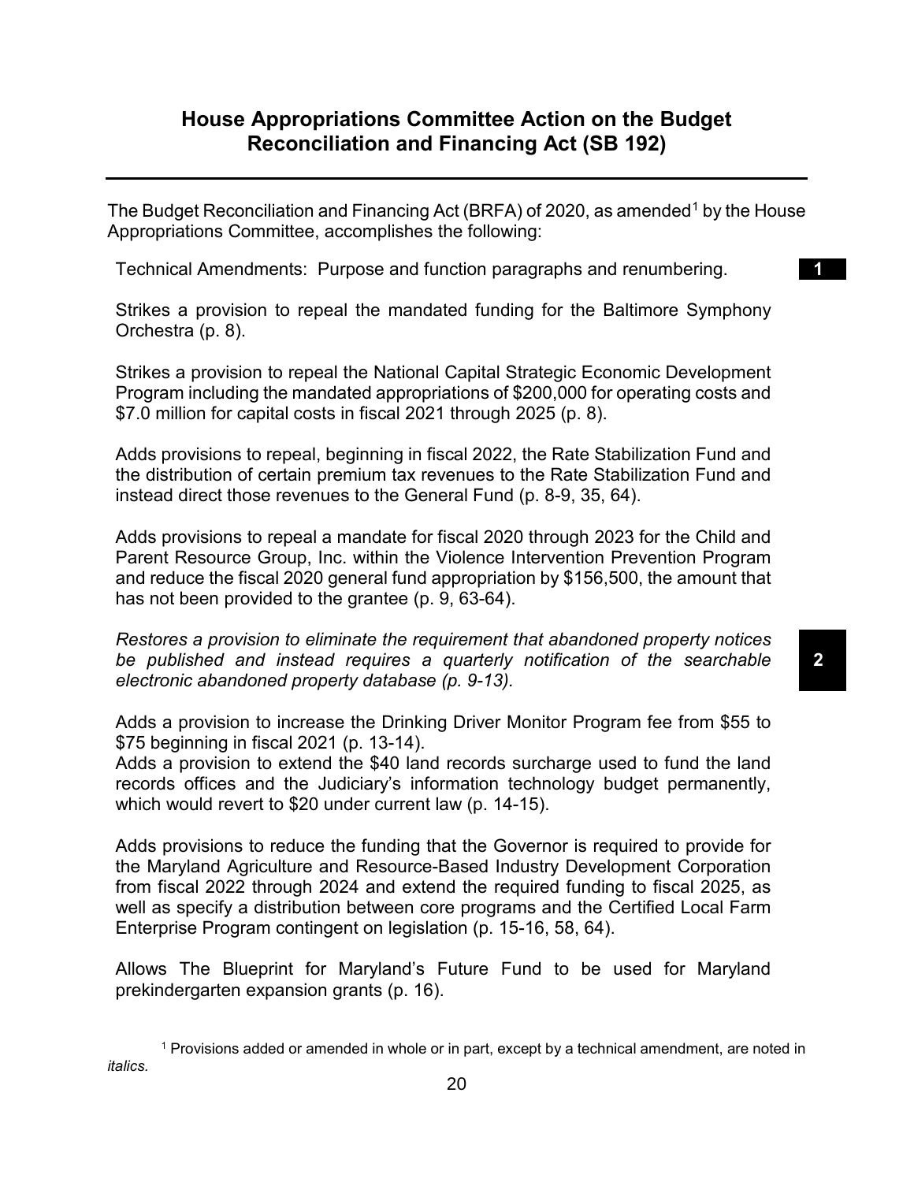# House Appropriations Committee Action on the Budget Reconciliation and Financing Act (SB 192)

The Budget Reconciliation and Financing Act (BRFA) of 2020, as amended[1] by the House Appropriations Committee, accomplishes the following:

Technical Amendments: Purpose and function paragraphs and renumbering. **1**

Strikes a provision to repeal the mandated funding for the Baltimore Symphony Orchestra (p. 8).

Strikes a provision to repeal the National Capital Strategic Economic Development Program including the mandated appropriations of $200,000 for operating costs and $7.0 million for capital costs in fiscal 2021 through 2025 (p. 8).

Adds provisions to repeal, beginning in fiscal 2022, the Rate Stabilization Fund and the distribution of certain premium tax revenues to the Rate Stabilization Fund and instead direct those revenues to the General Fund (p. 8-9, 35, 64).

Adds provisions to repeal a mandate for fiscal 2020 through 2023 for the Child and Parent Resource Group, Inc. within the Violence Intervention Prevention Program and reduce the fiscal 2020 general fund appropriation by $156,500, the amount that has not been provided to the grantee (p. 9, 63-64).

*Restores a provision to eliminate the requirement that abandoned property notices be published and instead requires a quarterly notification of the searchable electronic abandoned property database (p. 9-13).* **2**

Adds a provision to increase the Drinking Driver Monitor Program fee from $55 to $75 beginning in fiscal 2021 (p. 13-14).

Adds a provision to extend the $40 land records surcharge used to fund the land records offices and the Judiciary's information technology budget permanently, which would revert to $20 under current law (p. 14-15).

Adds provisions to reduce the funding that the Governor is required to provide for the Maryland Agriculture and Resource-Based Industry Development Corporation from fiscal 2022 through 2024 and extend the required funding to fiscal 2025, as well as specify a distribution between core programs and the Certified Local Farm Enterprise Program contingent on legislation (p. 15-16, 58, 64).

Allows The Blueprint for Maryland's Future Fund to be used for Maryland prekindergarten expansion grants (p. 16).

[1] Provisions added or amended in whole or in part, except by a technical amendment, are noted in *italics*.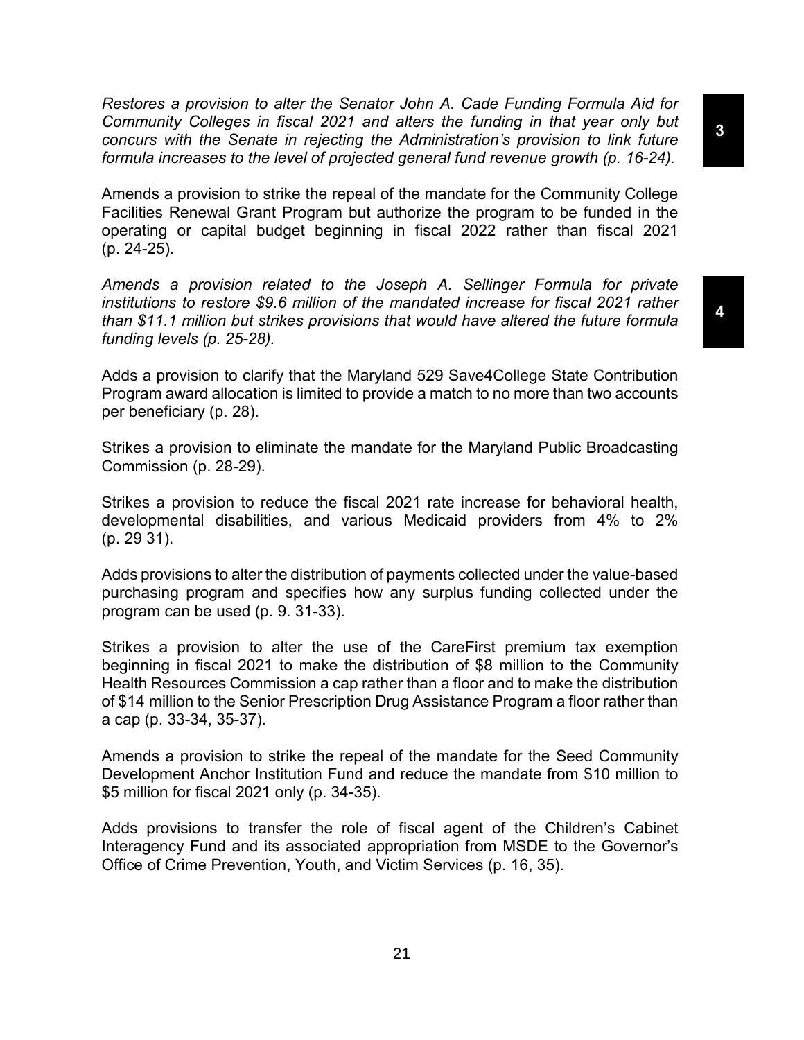*Restores a provision to alter the Senator John A. Cade Funding Formula Aid for Community Colleges in fiscal 2021 and alters the funding in that year only but concurs with the Senate in rejecting the Administration's provision to link future formula increases to the level of projected general fund revenue growth (p. 16-24).*

**3**

Amends a provision to strike the repeal of the mandate for the Community College Facilities Renewal Grant Program but authorize the program to be funded in the operating or capital budget beginning in fiscal 2022 rather than fiscal 2021 (p. 24-25).

*Amends a provision related to the Joseph A. Sellinger Formula for private institutions to restore $9.6 million of the mandated increase for fiscal 2021 rather than $11.1 million but strikes provisions that would have altered the future formula funding levels (p. 25-28).*

**4**

Adds a provision to clarify that the Maryland 529 Save4College State Contribution Program award allocation is limited to provide a match to no more than two accounts per beneficiary (p. 28).

Strikes a provision to eliminate the mandate for the Maryland Public Broadcasting Commission (p. 28-29).

Strikes a provision to reduce the fiscal 2021 rate increase for behavioral health, developmental disabilities, and various Medicaid providers from 4% to 2% (p. 29 31).

Adds provisions to alter the distribution of payments collected under the value-based purchasing program and specifies how any surplus funding collected under the program can be used (p. 9. 31-33).

Strikes a provision to alter the use of the CareFirst premium tax exemption beginning in fiscal 2021 to make the distribution of $8 million to the Community Health Resources Commission a cap rather than a floor and to make the distribution of $14 million to the Senior Prescription Drug Assistance Program a floor rather than a cap (p. 33-34, 35-37).

Amends a provision to strike the repeal of the mandate for the Seed Community Development Anchor Institution Fund and reduce the mandate from $10 million to $5 million for fiscal 2021 only (p. 34-35).

Adds provisions to transfer the role of fiscal agent of the Children's Cabinet Interagency Fund and its associated appropriation from MSDE to the Governor's Office of Crime Prevention, Youth, and Victim Services (p. 16, 35).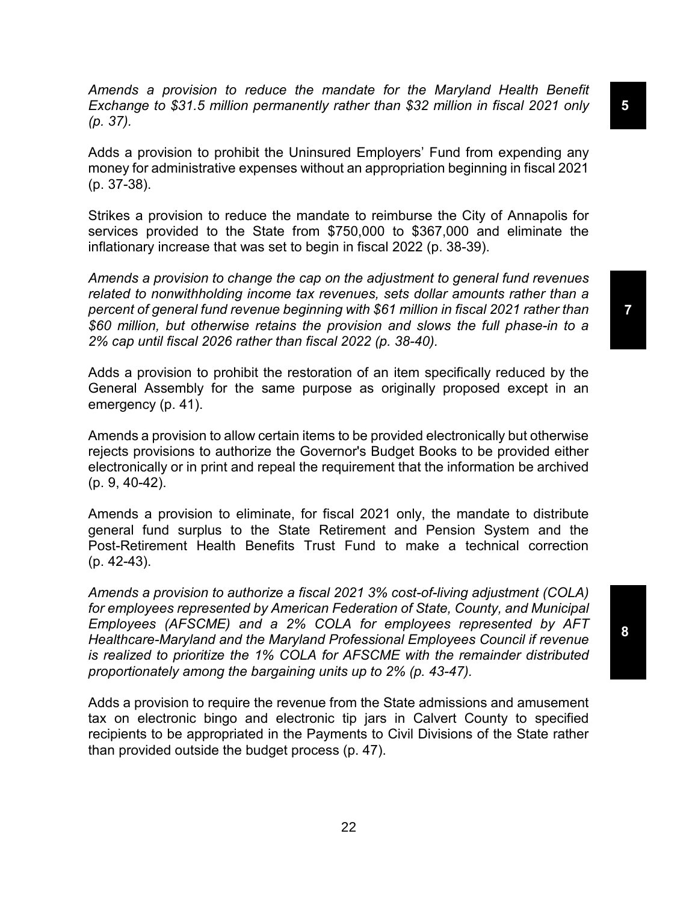*Amends a provision to reduce the mandate for the Maryland Health Benefit Exchange to $31.5 million permanently rather than $32 million in fiscal 2021 only (p. 37).*

**5**

Adds a provision to prohibit the Uninsured Employers' Fund from expending any money for administrative expenses without an appropriation beginning in fiscal 2021 (p. 37-38).

Strikes a provision to reduce the mandate to reimburse the City of Annapolis for services provided to the State from $750,000 to $367,000 and eliminate the inflationary increase that was set to begin in fiscal 2022 (p. 38-39).

*Amends a provision to change the cap on the adjustment to general fund revenues related to nonwithholding income tax revenues, sets dollar amounts rather than a percent of general fund revenue beginning with $61 million in fiscal 2021 rather than $60 million, but otherwise retains the provision and slows the full phase-in to a 2% cap until fiscal 2026 rather than fiscal 2022 (p. 38-40).*

**7**

Adds a provision to prohibit the restoration of an item specifically reduced by the General Assembly for the same purpose as originally proposed except in an emergency (p. 41).

Amends a provision to allow certain items to be provided electronically but otherwise rejects provisions to authorize the Governor's Budget Books to be provided either electronically or in print and repeal the requirement that the information be archived (p. 9, 40-42).

Amends a provision to eliminate, for fiscal 2021 only, the mandate to distribute general fund surplus to the State Retirement and Pension System and the Post-Retirement Health Benefits Trust Fund to make a technical correction (p. 42-43).

*Amends a provision to authorize a fiscal 2021 3% cost-of-living adjustment (COLA) for employees represented by American Federation of State, County, and Municipal Employees (AFSCME) and a 2% COLA for employees represented by AFT Healthcare-Maryland and the Maryland Professional Employees Council if revenue is realized to prioritize the 1% COLA for AFSCME with the remainder distributed proportionately among the bargaining units up to 2% (p. 43-47).*

**8**

Adds a provision to require the revenue from the State admissions and amusement tax on electronic bingo and electronic tip jars in Calvert County to specified recipients to be appropriated in the Payments to Civil Divisions of the State rather than provided outside the budget process (p. 47).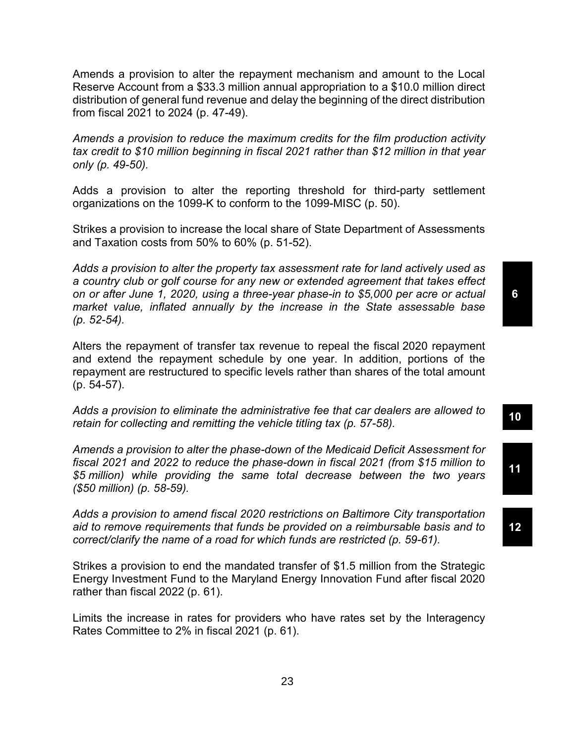Amends a provision to alter the repayment mechanism and amount to the Local Reserve Account from a $33.3 million annual appropriation to a $10.0 million direct distribution of general fund revenue and delay the beginning of the direct distribution from fiscal 2021 to 2024 (p. 47-49).

*Amends a provision to reduce the maximum credits for the film production activity tax credit to $10 million beginning in fiscal 2021 rather than $12 million in that year only (p. 49-50).*

Adds a provision to alter the reporting threshold for third-party settlement organizations on the 1099-K to conform to the 1099-MISC (p. 50).

Strikes a provision to increase the local share of State Department of Assessments and Taxation costs from 50% to 60% (p. 51-52).

*Adds a provision to alter the property tax assessment rate for land actively used as a country club or golf course for any new or extended agreement that takes effect on or after June 1, 2020, using a three-year phase-in to $5,000 per acre or actual market value, inflated annually by the increase in the State assessable base (p. 52-54).*

**6**

Alters the repayment of transfer tax revenue to repeal the fiscal 2020 repayment and extend the repayment schedule by one year. In addition, portions of the repayment are restructured to specific levels rather than shares of the total amount (p. 54-57).

*Adds a provision to eliminate the administrative fee that car dealers are allowed to retain for collecting and remitting the vehicle titling tax (p. 57-58).*

**10**

*Amends a provision to alter the phase-down of the Medicaid Deficit Assessment for fiscal 2021 and 2022 to reduce the phase-down in fiscal 2021 (from $15 million to $5 million) while providing the same total decrease between the two years ($50 million) (p. 58-59).*

**11**

*Adds a provision to amend fiscal 2020 restrictions on Baltimore City transportation aid to remove requirements that funds be provided on a reimbursable basis and to correct/clarify the name of a road for which funds are restricted (p. 59-61).*

**12**

Strikes a provision to end the mandated transfer of $1.5 million from the Strategic Energy Investment Fund to the Maryland Energy Innovation Fund after fiscal 2020 rather than fiscal 2022 (p. 61).

Limits the increase in rates for providers who have rates set by the Interagency Rates Committee to 2% in fiscal 2021 (p. 61).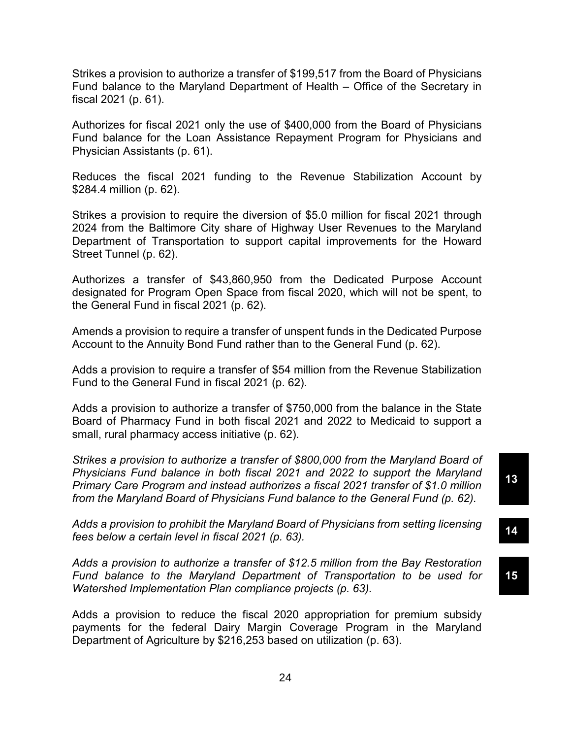Strikes a provision to authorize a transfer of $199,517 from the Board of Physicians Fund balance to the Maryland Department of Health – Office of the Secretary in fiscal 2021 (p. 61).

Authorizes for fiscal 2021 only the use of $400,000 from the Board of Physicians Fund balance for the Loan Assistance Repayment Program for Physicians and Physician Assistants (p. 61).

Reduces the fiscal 2021 funding to the Revenue Stabilization Account by $284.4 million (p. 62).

Strikes a provision to require the diversion of $5.0 million for fiscal 2021 through 2024 from the Baltimore City share of Highway User Revenues to the Maryland Department of Transportation to support capital improvements for the Howard Street Tunnel (p. 62).

Authorizes a transfer of $43,860,950 from the Dedicated Purpose Account designated for Program Open Space from fiscal 2020, which will not be spent, to the General Fund in fiscal 2021 (p. 62).

Amends a provision to require a transfer of unspent funds in the Dedicated Purpose Account to the Annuity Bond Fund rather than to the General Fund (p. 62).

Adds a provision to require a transfer of $54 million from the Revenue Stabilization Fund to the General Fund in fiscal 2021 (p. 62).

Adds a provision to authorize a transfer of $750,000 from the balance in the State Board of Pharmacy Fund in both fiscal 2021 and 2022 to Medicaid to support a small, rural pharmacy access initiative (p. 62).

*Strikes a provision to authorize a transfer of $800,000 from the Maryland Board of Physicians Fund balance in both fiscal 2021 and 2022 to support the Maryland Primary Care Program and instead authorizes a fiscal 2021 transfer of $1.0 million from the Maryland Board of Physicians Fund balance to the General Fund (p. 62).*

**13**

*Adds a provision to prohibit the Maryland Board of Physicians from setting licensing fees below a certain level in fiscal 2021 (p. 63).*

**14**

*Adds a provision to authorize a transfer of $12.5 million from the Bay Restoration Fund balance to the Maryland Department of Transportation to be used for Watershed Implementation Plan compliance projects (p. 63).*

**15**

Adds a provision to reduce the fiscal 2020 appropriation for premium subsidy payments for the federal Dairy Margin Coverage Program in the Maryland Department of Agriculture by $216,253 based on utilization (p. 63).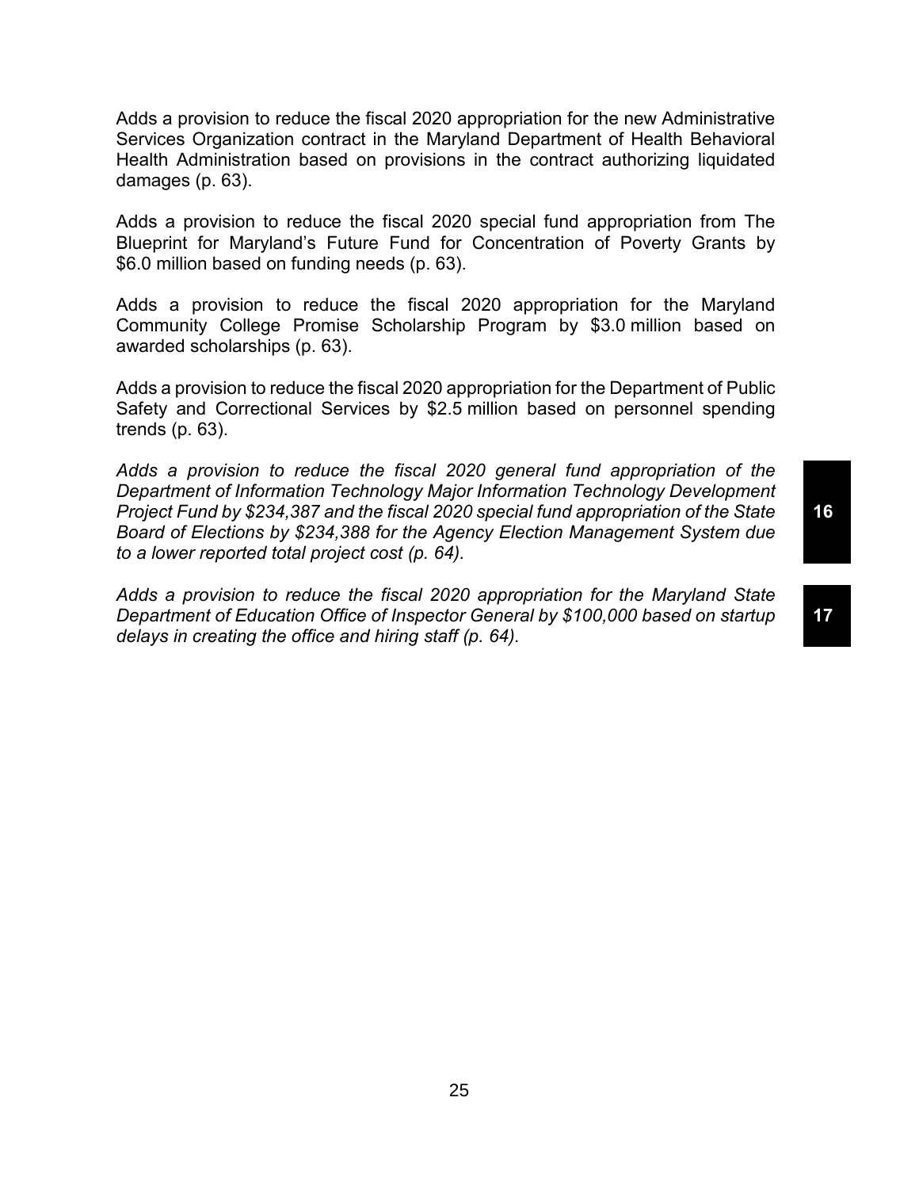Adds a provision to reduce the fiscal 2020 appropriation for the new Administrative Services Organization contract in the Maryland Department of Health Behavioral Health Administration based on provisions in the contract authorizing liquidated damages (p. 63).

Adds a provision to reduce the fiscal 2020 special fund appropriation from The Blueprint for Maryland's Future Fund for Concentration of Poverty Grants by \$6.0 million based on funding needs (p. 63).

Adds a provision to reduce the fiscal 2020 appropriation for the Maryland Community College Promise Scholarship Program by \$3.0 million based on awarded scholarships (p. 63).

Adds a provision to reduce the fiscal 2020 appropriation for the Department of Public Safety and Correctional Services by \$2.5 million based on personnel spending trends (p. 63).

*Adds a provision to reduce the fiscal 2020 general fund appropriation of the Department of Information Technology Major Information Technology Development Project Fund by \$234,387 and the fiscal 2020 special fund appropriation of the State Board of Elections by \$234,388 for the Agency Election Management System due to a lower reported total project cost (p. 64).* **16**

*Adds a provision to reduce the fiscal 2020 appropriation for the Maryland State Department of Education Office of Inspector General by \$100,000 based on startup delays in creating the office and hiring staff (p. 64).* **17**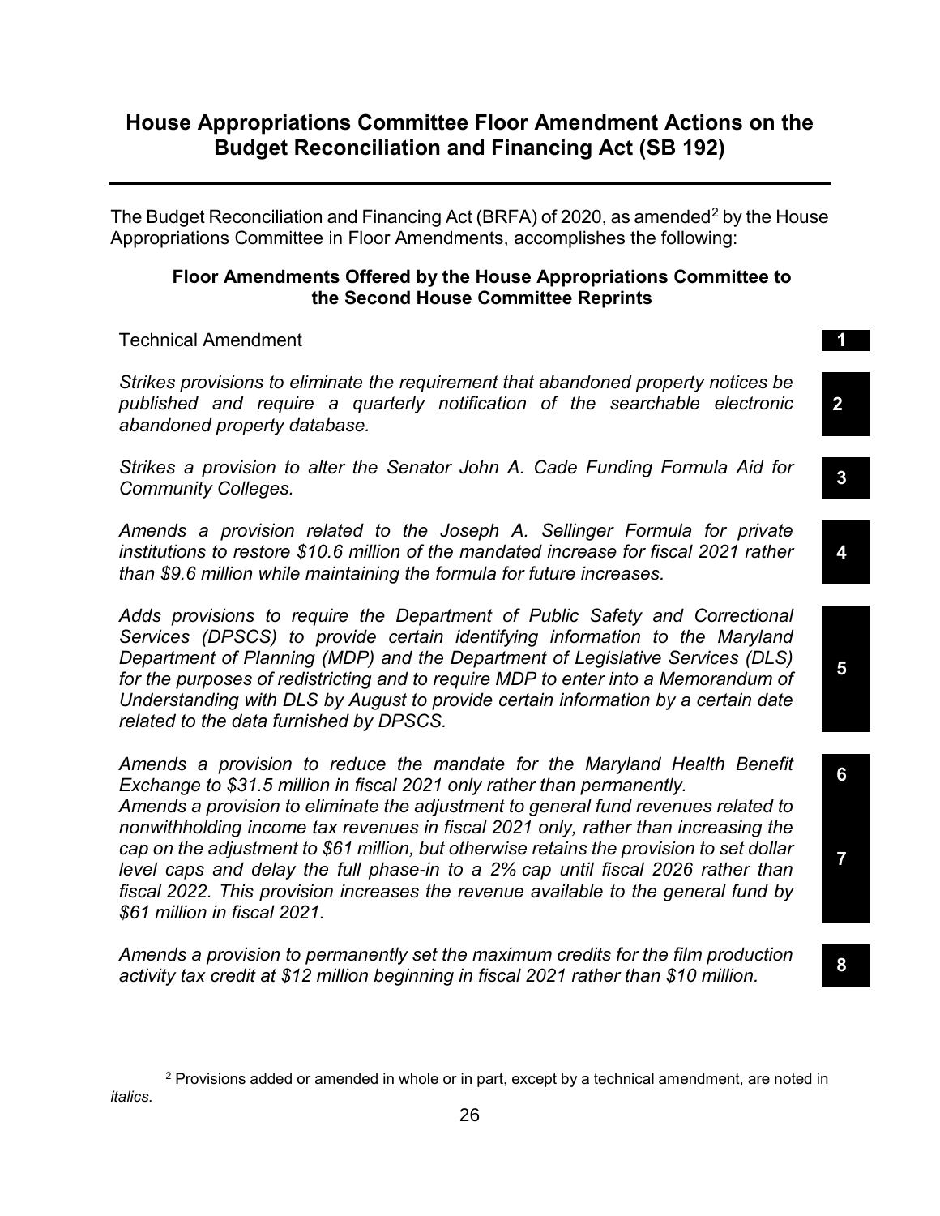## House Appropriations Committee Floor Amendment Actions on the Budget Reconciliation and Financing Act (SB 192)

The Budget Reconciliation and Financing Act (BRFA) of 2020, as amended[2] by the House Appropriations Committee in Floor Amendments, accomplishes the following:

### Floor Amendments Offered by the House Appropriations Committee to the Second House Committee Reprints

Technical Amendment **1**

*Strikes provisions to eliminate the requirement that abandoned property notices be published and require a quarterly notification of the searchable electronic abandoned property database.* **2**

*Strikes a provision to alter the Senator John A. Cade Funding Formula Aid for Community Colleges.* **3**

*Amends a provision related to the Joseph A. Sellinger Formula for private institutions to restore $10.6 million of the mandated increase for fiscal 2021 rather than $9.6 million while maintaining the formula for future increases.* **4**

*Adds provisions to require the Department of Public Safety and Correctional Services (DPSCS) to provide certain identifying information to the Maryland Department of Planning (MDP) and the Department of Legislative Services (DLS) for the purposes of redistricting and to require MDP to enter into a Memorandum of Understanding with DLS by August to provide certain information by a certain date related to the data furnished by DPSCS.* **5**

*Amends a provision to reduce the mandate for the Maryland Health Benefit Exchange to $31.5 million in fiscal 2021 only rather than permanently.* **6**

*Amends a provision to eliminate the adjustment to general fund revenues related to nonwithholding income tax revenues in fiscal 2021 only, rather than increasing the cap on the adjustment to $61 million, but otherwise retains the provision to set dollar level caps and delay the full phase-in to a 2% cap until fiscal 2026 rather than fiscal 2022. This provision increases the revenue available to the general fund by $61 million in fiscal 2021.* **7**

*Amends a provision to permanently set the maximum credits for the film production activity tax credit at $12 million beginning in fiscal 2021 rather than $10 million.* **8**

[2] Provisions added or amended in whole or in part, except by a technical amendment, are noted in *italics.*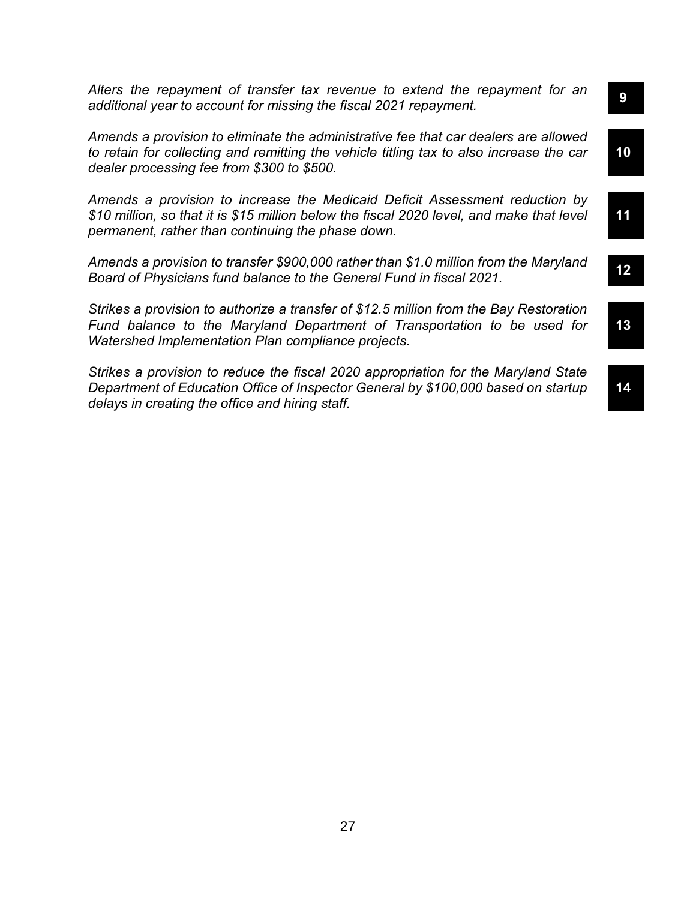*Alters the repayment of transfer tax revenue to extend the repayment for an additional year to account for missing the fiscal 2021 repayment.* **9**

*Amends a provision to eliminate the administrative fee that car dealers are allowed to retain for collecting and remitting the vehicle titling tax to also increase the car dealer processing fee from $300 to $500.* **10**

*Amends a provision to increase the Medicaid Deficit Assessment reduction by $10 million, so that it is $15 million below the fiscal 2020 level, and make that level permanent, rather than continuing the phase down.* **11**

*Amends a provision to transfer $900,000 rather than $1.0 million from the Maryland Board of Physicians fund balance to the General Fund in fiscal 2021.* **12**

*Strikes a provision to authorize a transfer of $12.5 million from the Bay Restoration Fund balance to the Maryland Department of Transportation to be used for Watershed Implementation Plan compliance projects.* **13**

*Strikes a provision to reduce the fiscal 2020 appropriation for the Maryland State Department of Education Office of Inspector General by $100,000 based on startup delays in creating the office and hiring staff.* **14**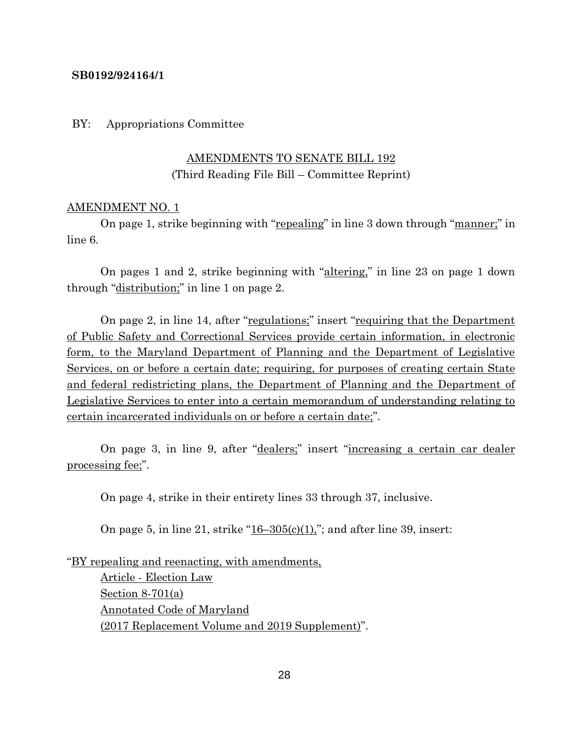**SB0192/924164/1**

BY: Appropriations Committee

AMENDMENTS TO SENATE BILL 192
(Third Reading File Bill – Committee Reprint)

AMENDMENT NO. 1

On page 1, strike beginning with "repealing" in line 3 down through "manner;" in line 6.

On pages 1 and 2, strike beginning with "altering," in line 23 on page 1 down through "distribution;" in line 1 on page 2.

On page 2, in line 14, after "regulations;" insert "requiring that the Department of Public Safety and Correctional Services provide certain information, in electronic form, to the Maryland Department of Planning and the Department of Legislative Services, on or before a certain date; requiring, for purposes of creating certain State and federal redistricting plans, the Department of Planning and the Department of Legislative Services to enter into a certain memorandum of understanding relating to certain incarcerated individuals on or before a certain date;".

On page 3, in line 9, after "dealers;" insert "increasing a certain car dealer processing fee;".

On page 4, strike in their entirety lines 33 through 37, inclusive.

On page 5, in line 21, strike "16–305(c)(1),"; and after line 39, insert:

"BY repealing and reenacting, with amendments,
Article - Election Law
Section 8-701(a)
Annotated Code of Maryland
(2017 Replacement Volume and 2019 Supplement)".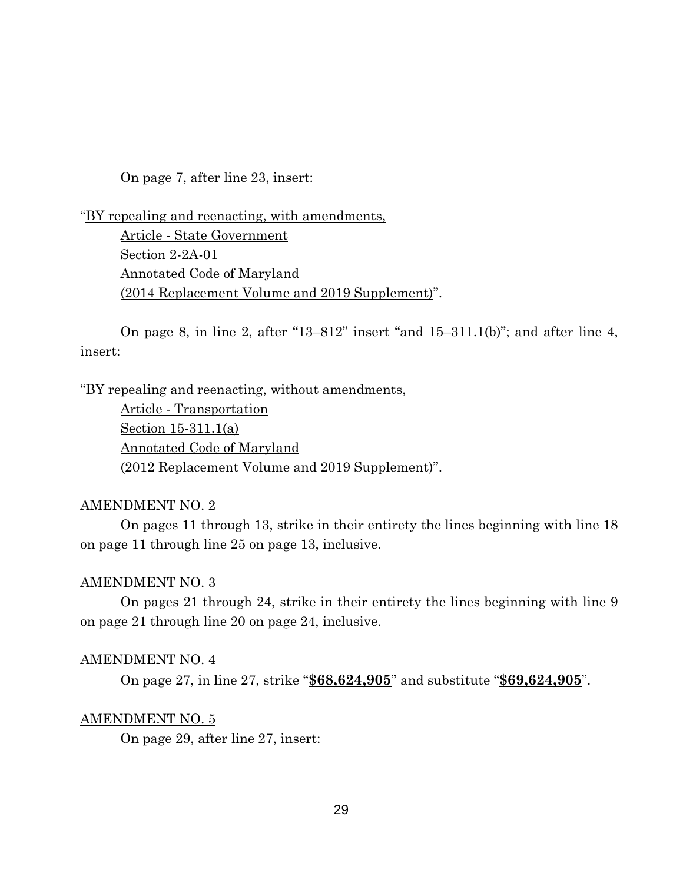On page 7, after line 23, insert:

"BY repealing and reenacting, with amendments,

Article - State Government

Section 2-2A-01

Annotated Code of Maryland

(2014 Replacement Volume and 2019 Supplement)".

On page 8, in line 2, after "13–812" insert "and 15–311.1(b)"; and after line 4, insert:

"BY repealing and reenacting, without amendments,

Article - Transportation

Section 15-311.1(a)

Annotated Code of Maryland

(2012 Replacement Volume and 2019 Supplement)".

AMENDMENT NO. 2

On pages 11 through 13, strike in their entirety the lines beginning with line 18 on page 11 through line 25 on page 13, inclusive.

AMENDMENT NO. 3

On pages 21 through 24, strike in their entirety the lines beginning with line 9 on page 21 through line 20 on page 24, inclusive.

AMENDMENT NO. 4

On page 27, in line 27, strike "**$68,624,905**" and substitute "**$69,624,905**".

AMENDMENT NO. 5

On page 29, after line 27, insert: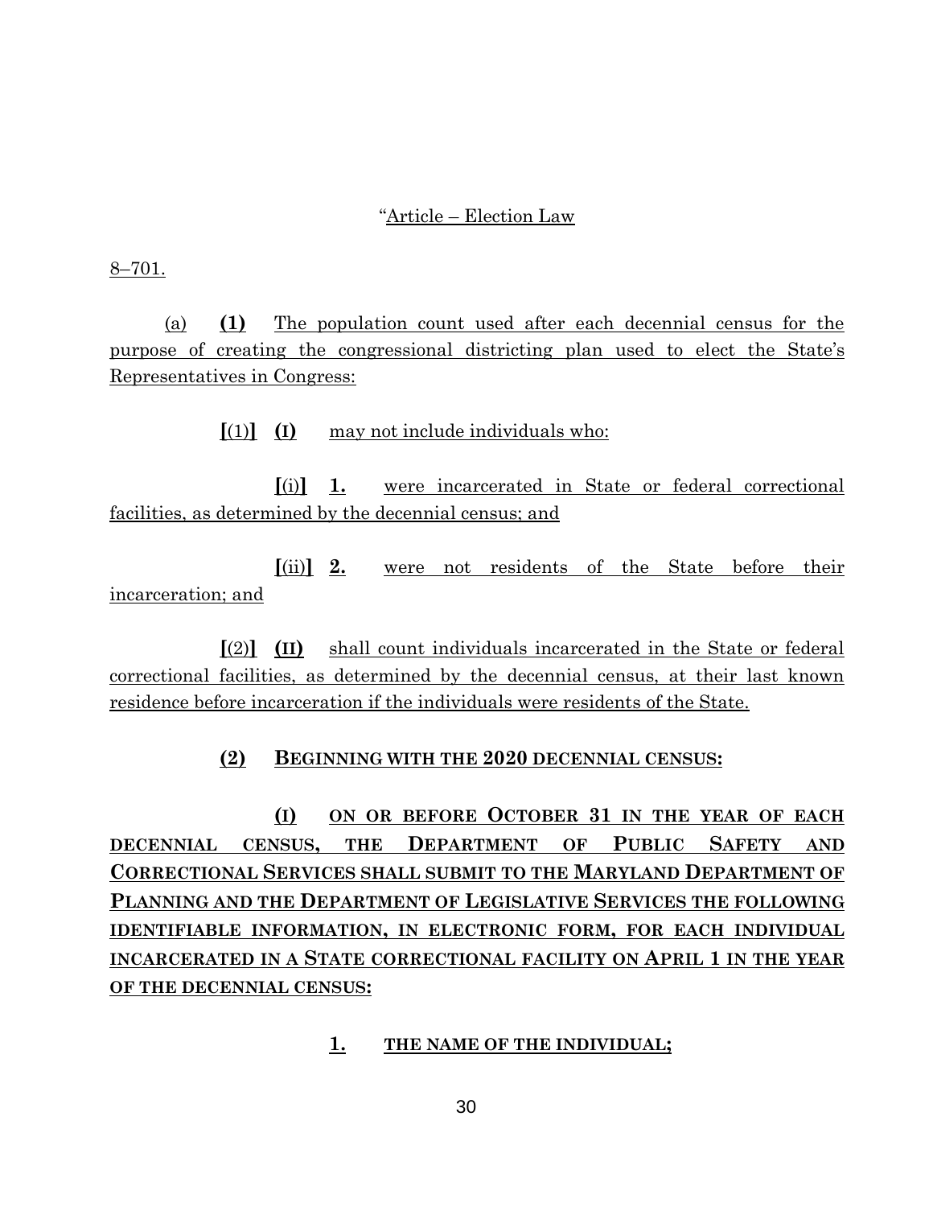“Article – Election Law

8–701.

(a) **(1)** The population count used after each decennial census for the purpose of creating the congressional districting plan used to elect the State’s Representatives in Congress:

**[**(1)**]** **(I)** may not include individuals who:

**[**(i)**]** **1.** were incarcerated in State or federal correctional facilities, as determined by the decennial census; and

**[**(ii)**]** **2.** were not residents of the State before their incarceration; and

**[**(2)**]** **(II)** shall count individuals incarcerated in the State or federal correctional facilities, as determined by the decennial census, at their last known residence before incarceration if the individuals were residents of the State.

**(2)** **BEGINNING WITH THE 2020 DECENNIAL CENSUS:**

**(I)** **ON OR BEFORE OCTOBER 31 IN THE YEAR OF EACH DECENNIAL CENSUS, THE DEPARTMENT OF PUBLIC SAFETY AND CORRECTIONAL SERVICES SHALL SUBMIT TO THE MARYLAND DEPARTMENT OF PLANNING AND THE DEPARTMENT OF LEGISLATIVE SERVICES THE FOLLOWING IDENTIFIABLE INFORMATION, IN ELECTRONIC FORM, FOR EACH INDIVIDUAL INCARCERATED IN A STATE CORRECTIONAL FACILITY ON APRIL 1 IN THE YEAR OF THE DECENNIAL CENSUS:**

**1.** **THE NAME OF THE INDIVIDUAL;**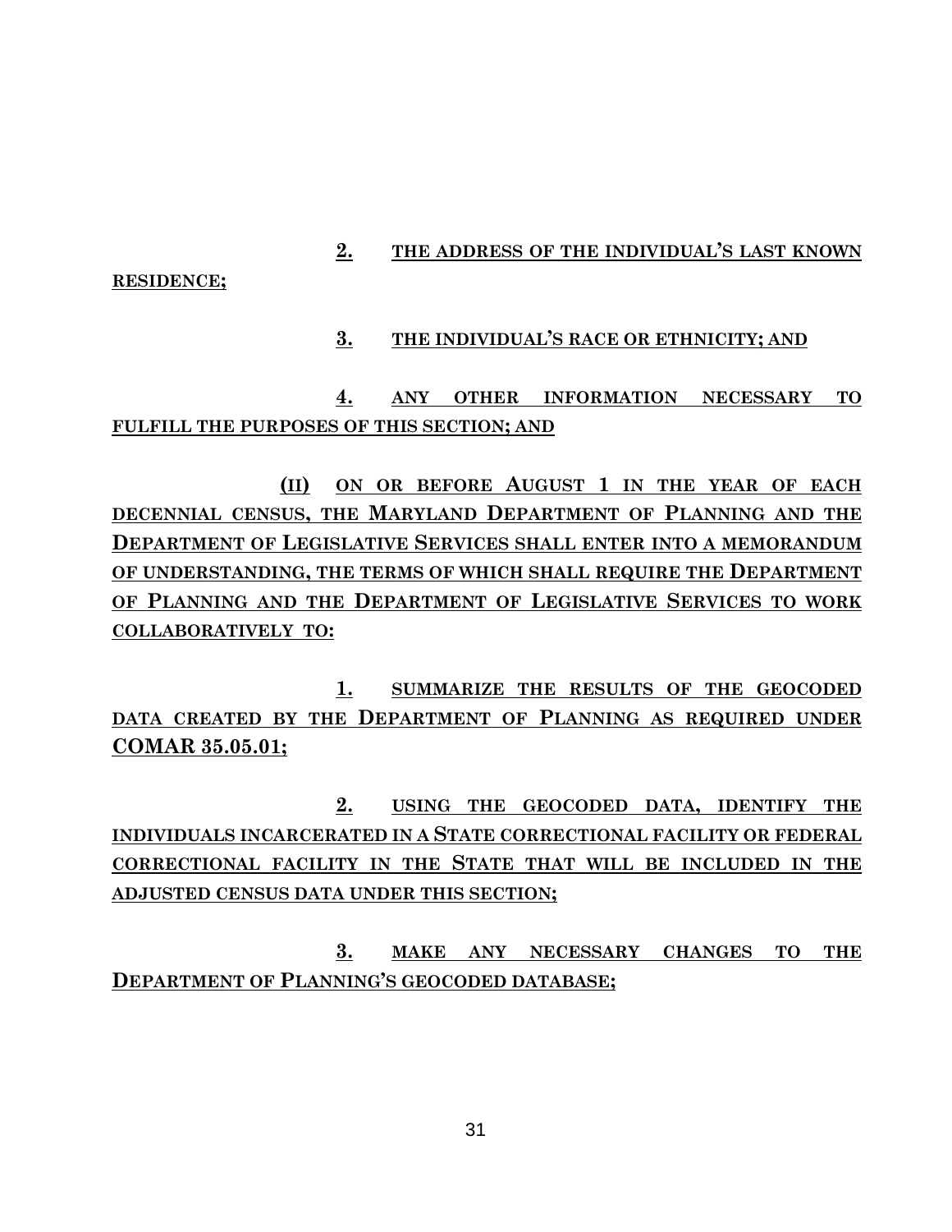**2. THE ADDRESS OF THE INDIVIDUAL'S LAST KNOWN RESIDENCE;**

**3. THE INDIVIDUAL'S RACE OR ETHNICITY; AND**

**4. ANY OTHER INFORMATION NECESSARY TO FULFILL THE PURPOSES OF THIS SECTION; AND**

**(II) ON OR BEFORE AUGUST 1 IN THE YEAR OF EACH DECENNIAL CENSUS, THE MARYLAND DEPARTMENT OF PLANNING AND THE DEPARTMENT OF LEGISLATIVE SERVICES SHALL ENTER INTO A MEMORANDUM OF UNDERSTANDING, THE TERMS OF WHICH SHALL REQUIRE THE DEPARTMENT OF PLANNING AND THE DEPARTMENT OF LEGISLATIVE SERVICES TO WORK COLLABORATIVELY TO:**

**1. SUMMARIZE THE RESULTS OF THE GEOCODED DATA CREATED BY THE DEPARTMENT OF PLANNING AS REQUIRED UNDER COMAR 35.05.01;**

**2. USING THE GEOCODED DATA, IDENTIFY THE INDIVIDUALS INCARCERATED IN A STATE CORRECTIONAL FACILITY OR FEDERAL CORRECTIONAL FACILITY IN THE STATE THAT WILL BE INCLUDED IN THE ADJUSTED CENSUS DATA UNDER THIS SECTION;**

**3. MAKE ANY NECESSARY CHANGES TO THE DEPARTMENT OF PLANNING'S GEOCODED DATABASE;**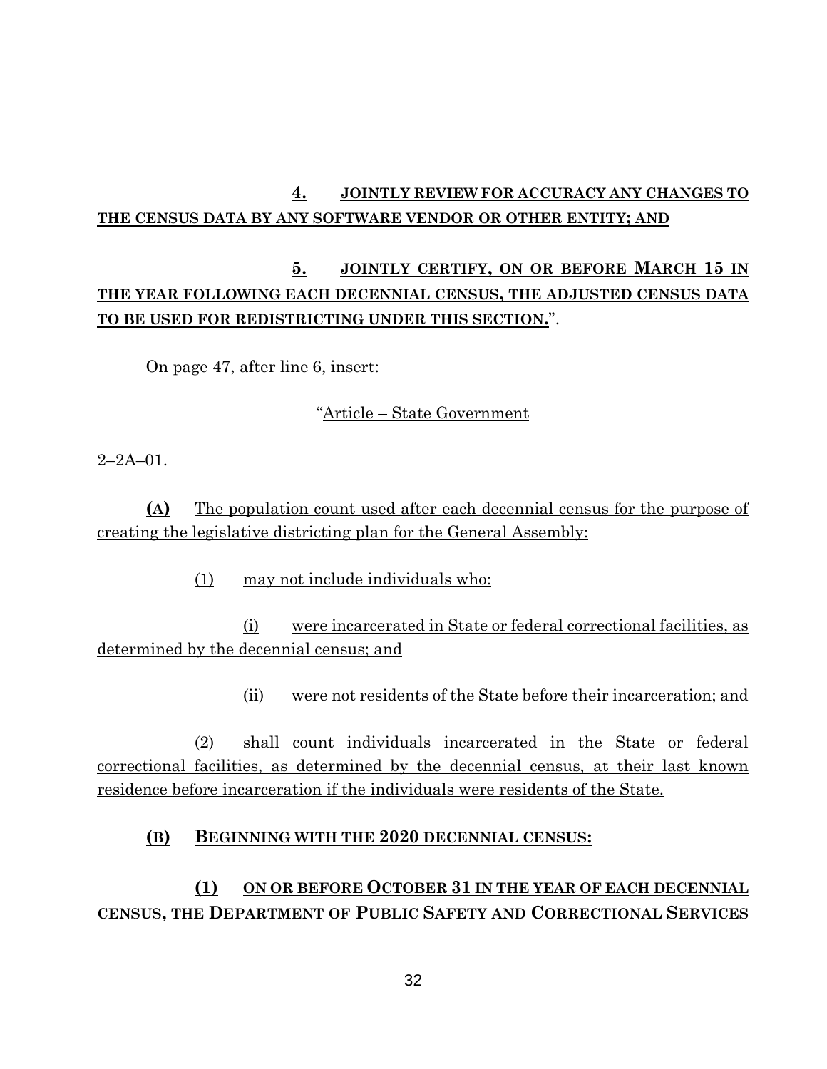**4.** **JOINTLY REVIEW FOR ACCURACY ANY CHANGES TO THE CENSUS DATA BY ANY SOFTWARE VENDOR OR OTHER ENTITY; AND**

**5.** **JOINTLY CERTIFY, ON OR BEFORE MARCH 15 IN THE YEAR FOLLOWING EACH DECENNIAL CENSUS, THE ADJUSTED CENSUS DATA TO BE USED FOR REDISTRICTING UNDER THIS SECTION.**".

On page 47, after line 6, insert:

"Article – State Government

2–2A–01.

**(A)** The population count used after each decennial census for the purpose of creating the legislative districting plan for the General Assembly:

(1) may not include individuals who:

(i) were incarcerated in State or federal correctional facilities, as determined by the decennial census; and

(ii) were not residents of the State before their incarceration; and

(2) shall count individuals incarcerated in the State or federal correctional facilities, as determined by the decennial census, at their last known residence before incarceration if the individuals were residents of the State.

**(B)** **BEGINNING WITH THE 2020 DECENNIAL CENSUS:**

**(1)** **ON OR BEFORE OCTOBER 31 IN THE YEAR OF EACH DECENNIAL CENSUS, THE DEPARTMENT OF PUBLIC SAFETY AND CORRECTIONAL SERVICES**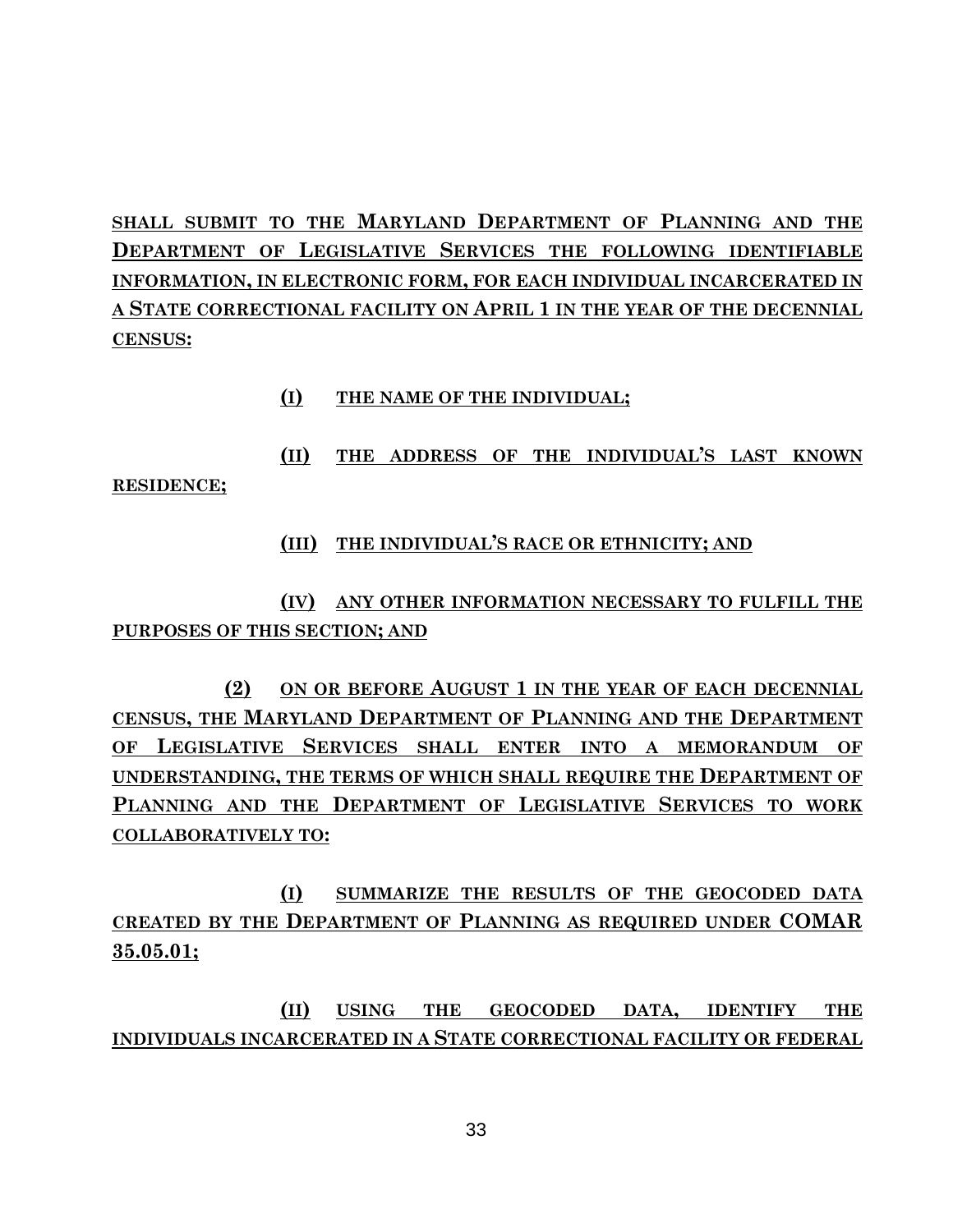<u>**SHALL SUBMIT TO THE MARYLAND DEPARTMENT OF PLANNING AND THE DEPARTMENT OF LEGISLATIVE SERVICES THE FOLLOWING IDENTIFIABLE INFORMATION, IN ELECTRONIC FORM, FOR EACH INDIVIDUAL INCARCERATED IN A STATE CORRECTIONAL FACILITY ON APRIL 1 IN THE YEAR OF THE DECENNIAL CENSUS:**</u>

<u>**(I) THE NAME OF THE INDIVIDUAL;**</u>

<u>**(II) THE ADDRESS OF THE INDIVIDUAL'S LAST KNOWN RESIDENCE;**</u>

<u>**(III) THE INDIVIDUAL'S RACE OR ETHNICITY; AND**</u>

<u>**(IV) ANY OTHER INFORMATION NECESSARY TO FULFILL THE PURPOSES OF THIS SECTION; AND**</u>

<u>**(2) ON OR BEFORE AUGUST 1 IN THE YEAR OF EACH DECENNIAL CENSUS, THE MARYLAND DEPARTMENT OF PLANNING AND THE DEPARTMENT OF LEGISLATIVE SERVICES SHALL ENTER INTO A MEMORANDUM OF UNDERSTANDING, THE TERMS OF WHICH SHALL REQUIRE THE DEPARTMENT OF PLANNING AND THE DEPARTMENT OF LEGISLATIVE SERVICES TO WORK COLLABORATIVELY TO:**</u>

<u>**(I) SUMMARIZE THE RESULTS OF THE GEOCODED DATA CREATED BY THE DEPARTMENT OF PLANNING AS REQUIRED UNDER COMAR 35.05.01;**</u>

<u>**(II) USING THE GEOCODED DATA, IDENTIFY THE INDIVIDUALS INCARCERATED IN A STATE CORRECTIONAL FACILITY OR FEDERAL**</u>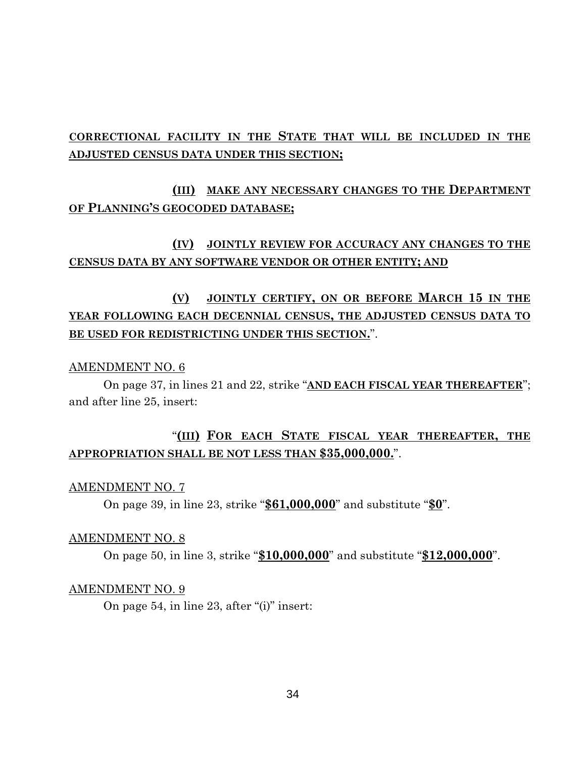**CORRECTIONAL FACILITY IN THE STATE THAT WILL BE INCLUDED IN THE ADJUSTED CENSUS DATA UNDER THIS SECTION;**

**(III) MAKE ANY NECESSARY CHANGES TO THE DEPARTMENT OF PLANNING'S GEOCODED DATABASE;**

**(IV) JOINTLY REVIEW FOR ACCURACY ANY CHANGES TO THE CENSUS DATA BY ANY SOFTWARE VENDOR OR OTHER ENTITY; AND**

**(V) JOINTLY CERTIFY, ON OR BEFORE MARCH 15 IN THE YEAR FOLLOWING EACH DECENNIAL CENSUS, THE ADJUSTED CENSUS DATA TO BE USED FOR REDISTRICTING UNDER THIS SECTION.**".

AMENDMENT NO. 6

On page 37, in lines 21 and 22, strike "**AND EACH FISCAL YEAR THEREAFTER**"; and after line 25, insert:

"**(III) FOR EACH STATE FISCAL YEAR THEREAFTER, THE APPROPRIATION SHALL BE NOT LESS THAN $35,000,000.**".

AMENDMENT NO. 7

On page 39, in line 23, strike "**$61,000,000**" and substitute "**$0**".

AMENDMENT NO. 8

On page 50, in line 3, strike "**$10,000,000**" and substitute "**$12,000,000**".

AMENDMENT NO. 9

On page 54, in line 23, after "(i)" insert: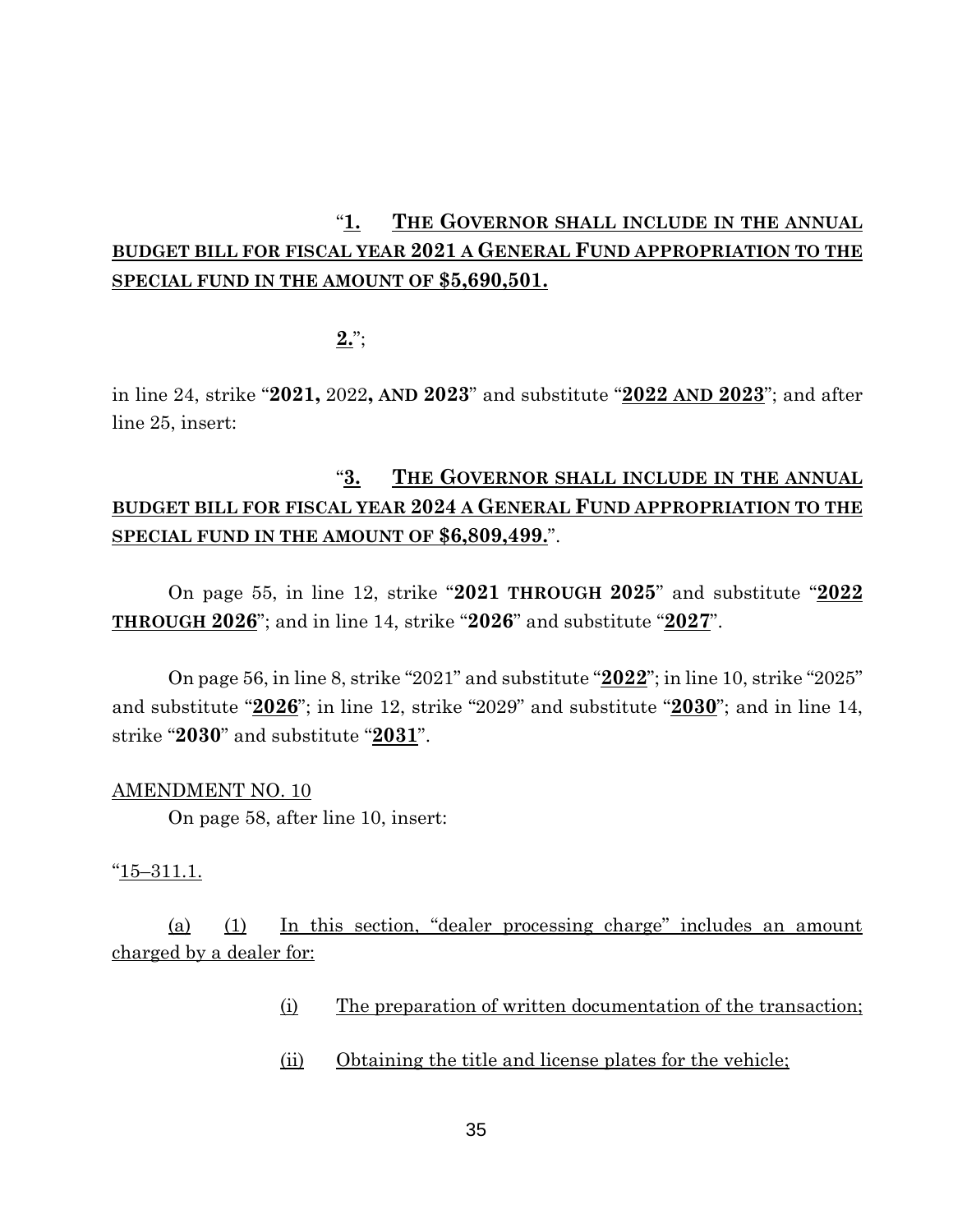"**<u>1.</u>** **<u>THE GOVERNOR SHALL INCLUDE IN THE ANNUAL BUDGET BILL FOR FISCAL YEAR 2021 A GENERAL FUND APPROPRIATION TO THE SPECIAL FUND IN THE AMOUNT OF $5,690,501.</u>**

**<u>2.</u>**";

in line 24, strike "**2021,** 2022**, AND 2023**" and substitute "**<u>2022 AND 2023</u>**"; and after line 25, insert:

"**<u>3.</u>** **<u>THE GOVERNOR SHALL INCLUDE IN THE ANNUAL BUDGET BILL FOR FISCAL YEAR 2024 A GENERAL FUND APPROPRIATION TO THE SPECIAL FUND IN THE AMOUNT OF $6,809,499.</u>**".

On page 55, in line 12, strike "**2021 THROUGH 2025**" and substitute "**<u>2022 THROUGH 2026</u>**"; and in line 14, strike "**2026**" and substitute "**<u>2027</u>**".

On page 56, in line 8, strike "2021" and substitute "**<u>2022</u>**"; in line 10, strike "2025" and substitute "**<u>2026</u>**"; in line 12, strike "2029" and substitute "**<u>2030</u>**"; and in line 14, strike "**2030**" and substitute "**<u>2031</u>**".

<u>AMENDMENT NO. 10</u>

On page 58, after line 10, insert:

"<u>15–311.1.</u>

<u>(a)</u> <u>(1)</u> <u>In this section, "dealer processing charge" includes an amount charged by a dealer for:</u>

<u>(i)</u> <u>The preparation of written documentation of the transaction;</u>

<u>(ii)</u> <u>Obtaining the title and license plates for the vehicle;</u>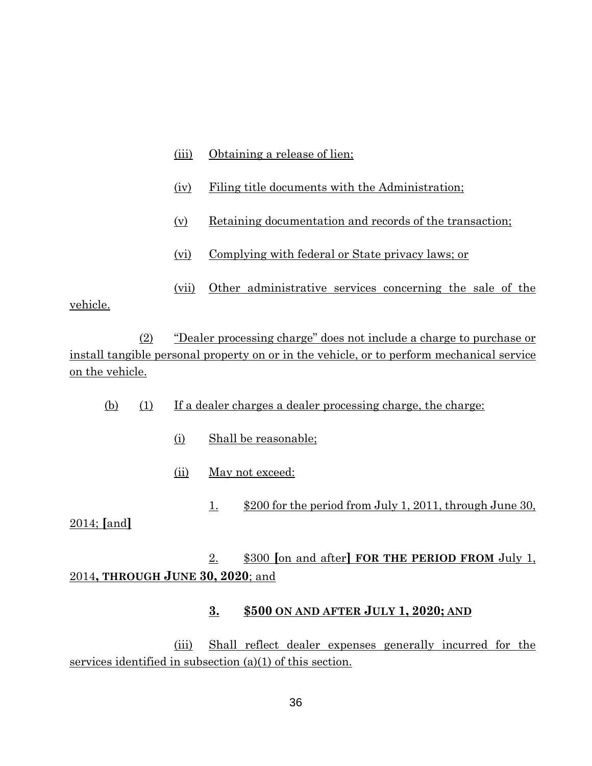(iii) Obtaining a release of lien;

(iv) Filing title documents with the Administration;

(v) Retaining documentation and records of the transaction;

(vi) Complying with federal or State privacy laws; or

(vii) Other administrative services concerning the sale of the vehicle.

(2) "Dealer processing charge" does not include a charge to purchase or install tangible personal property on or in the vehicle, or to perform mechanical service on the vehicle.

(b) (1) If a dealer charges a dealer processing charge, the charge:

(i) Shall be reasonable;

(ii) May not exceed:

1. $200 for the period from July 1, 2011, through June 30, 2014; **[**and**]**

2. $300 **[**on and after**]** **FOR THE PERIOD FROM** July 1, 2014**, THROUGH JUNE 30, 2020**; and

**3. $500 ON AND AFTER JULY 1, 2020; AND**

(iii) Shall reflect dealer expenses generally incurred for the services identified in subsection (a)(1) of this section.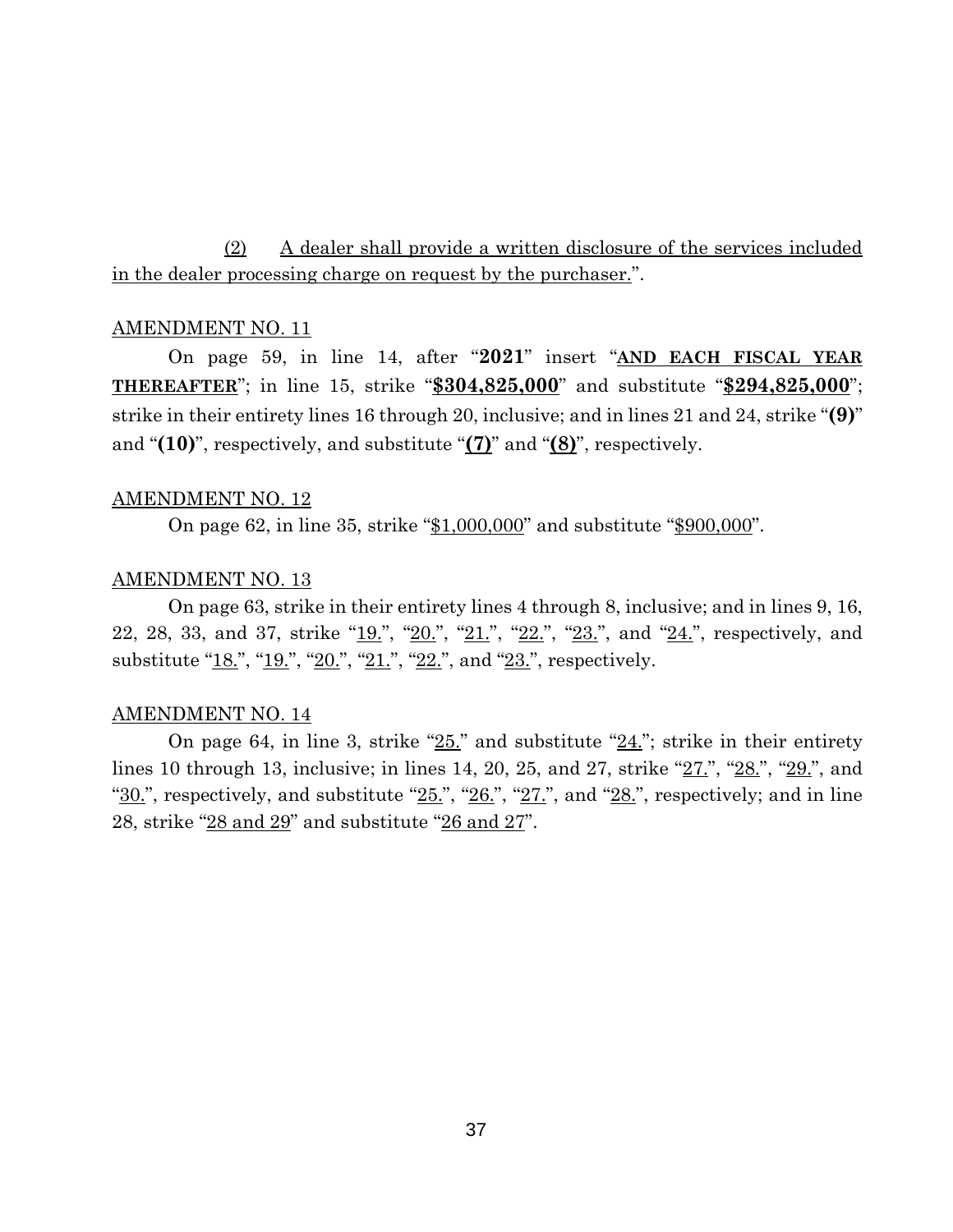(2) A dealer shall provide a written disclosure of the services included in the dealer processing charge on request by the purchaser.".

AMENDMENT NO. 11

On page 59, in line 14, after "**2021**" insert "**AND EACH FISCAL YEAR THEREAFTER**"; in line 15, strike "**$304,825,000**" and substitute "**$294,825,000**"; strike in their entirety lines 16 through 20, inclusive; and in lines 21 and 24, strike "**(9)**" and "**(10)**", respectively, and substitute "**(7)**" and "**(8)**", respectively.

AMENDMENT NO. 12

On page 62, in line 35, strike "$1,000,000" and substitute "$900,000".

AMENDMENT NO. 13

On page 63, strike in their entirety lines 4 through 8, inclusive; and in lines 9, 16, 22, 28, 33, and 37, strike "19.", "20.", "21.", "22.", "23.", and "24.", respectively, and substitute "18.", "19.", "20.", "21.", "22.", and "23.", respectively.

AMENDMENT NO. 14

On page 64, in line 3, strike "25." and substitute "24."; strike in their entirety lines 10 through 13, inclusive; in lines 14, 20, 25, and 27, strike "27.", "28.", "29.", and "30.", respectively, and substitute "25.", "26.", "27.", and "28.", respectively; and in line 28, strike "28 and 29" and substitute "26 and 27".